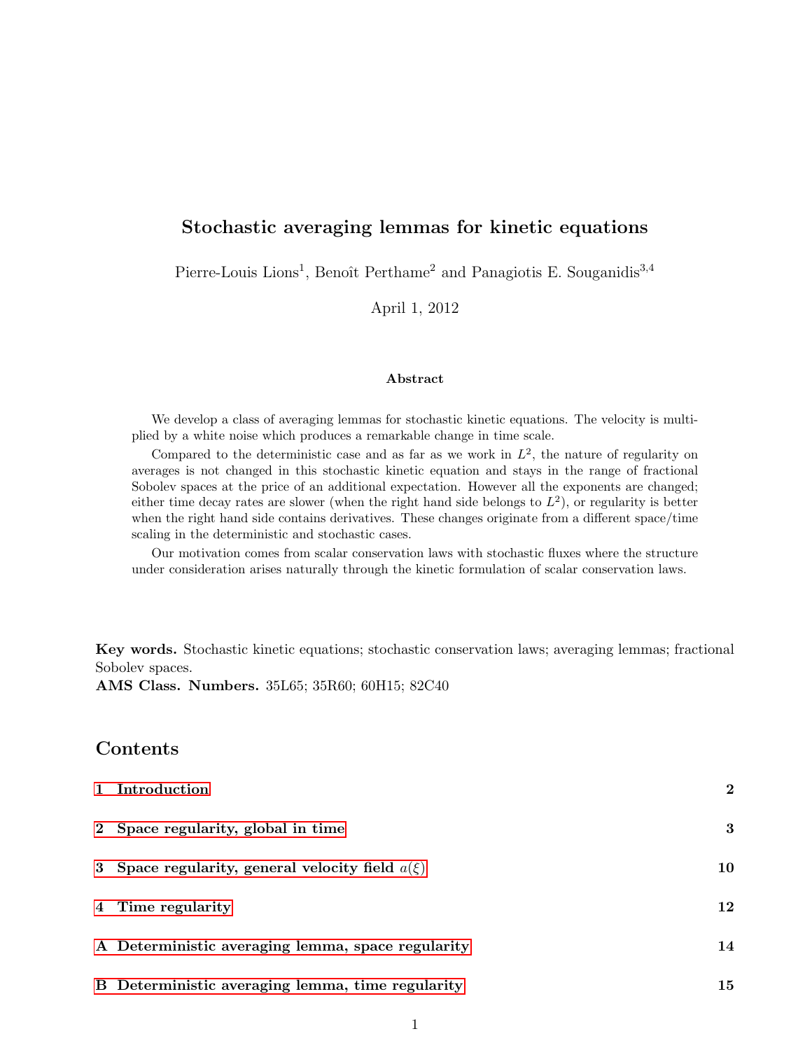# Stochastic averaging lemmas for kinetic equations

Pierre-Louis Lions[1], Benoît Perthame[2] and Panagiotis E. Souganidis[3,4]

April 1, 2012

### Abstract

We develop a class of averaging lemmas for stochastic kinetic equations. The velocity is multiplied by a white noise which produces a remarkable change in time scale.

Compared to the deterministic case and as far as we work in $L^2$, the nature of regularity on averages is not changed in this stochastic kinetic equation and stays in the range of fractional Sobolev spaces at the price of an additional expectation. However all the exponents are changed; either time decay rates are slower (when the right hand side belongs to $L^2$), or regularity is better when the right hand side contains derivatives. These changes originate from a different space/time scaling in the deterministic and stochastic cases.

Our motivation comes from scalar conservation laws with stochastic fluxes where the structure under consideration arises naturally through the kinetic formulation of scalar conservation laws.

**Key words.** Stochastic kinetic equations; stochastic conservation laws; averaging lemmas; fractional Sobolev spaces.
**AMS Class. Numbers.** 35L65; 35R60; 60H15; 82C40

## Contents

1 Introduction — 2

2 Space regularity, global in time — 3

3 Space regularity, general velocity field $a(\xi)$ — 10

4 Time regularity — 12

A Deterministic averaging lemma, space regularity — 14

B Deterministic averaging lemma, time regularity — 15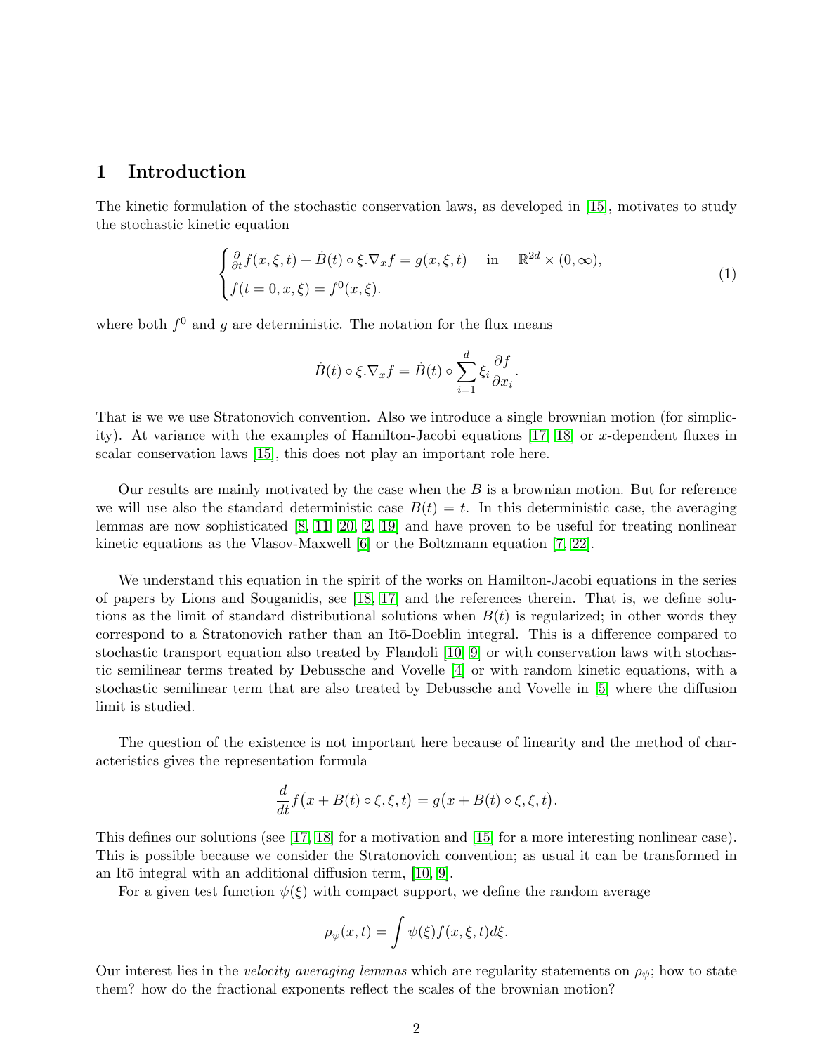## 1 Introduction

The kinetic formulation of the stochastic conservation laws, as developed in [15], motivates to study the stochastic kinetic equation

$$
\begin{cases}
\frac{\partial}{\partial t} f(x,\xi,t) + \dot{B}(t) \circ \xi.\nabla_x f = g(x,\xi,t) \quad \text{in} \quad \mathbb{R}^{2d} \times (0,\infty), \\
f(t=0,x,\xi) = f^0(x,\xi).
\end{cases}
\tag{1}
$$

where both $f^0$ and $g$ are deterministic. The notation for the flux means

$$
\dot{B}(t) \circ \xi.\nabla_x f = \dot{B}(t) \circ \sum_{i=1}^{d} \xi_i \frac{\partial f}{\partial x_i}.
$$

That is we we use Stratonovich convention. Also we introduce a single brownian motion (for simplicity). At variance with the examples of Hamilton-Jacobi equations [17, 18] or $x$-dependent fluxes in scalar conservation laws [15], this does not play an important role here.

Our results are mainly motivated by the case when the $B$ is a brownian motion. But for reference we will use also the standard deterministic case $B(t) = t$. In this deterministic case, the averaging lemmas are now sophisticated [8, 11, 20, 2, 19] and have proven to be useful for treating nonlinear kinetic equations as the Vlasov-Maxwell [6] or the Boltzmann equation [7, 22].

We understand this equation in the spirit of the works on Hamilton-Jacobi equations in the series of papers by Lions and Souganidis, see [18, 17] and the references therein. That is, we define solutions as the limit of standard distributional solutions when $B(t)$ is regularized; in other words they correspond to a Stratonovich rather than an Itō-Doeblin integral. This is a difference compared to stochastic transport equation also treated by Flandoli [10, 9] or with conservation laws with stochastic semilinear terms treated by Debussche and Vovelle [4] or with random kinetic equations, with a stochastic semilinear term that are also treated by Debussche and Vovelle in [5] where the diffusion limit is studied.

The question of the existence is not important here because of linearity and the method of characteristics gives the representation formula

$$
\frac{d}{dt} f\big(x + B(t) \circ \xi, \xi, t\big) = g\big(x + B(t) \circ \xi, \xi, t\big).
$$

This defines our solutions (see [17, 18] for a motivation and [15] for a more interesting nonlinear case). This is possible because we consider the Stratonovich convention; as usual it can be transformed in an Itō integral with an additional diffusion term, [10, 9].

For a given test function $\psi(\xi)$ with compact support, we define the random average

$$
\rho_\psi(x,t) = \int \psi(\xi) f(x,\xi,t) d\xi.
$$

Our interest lies in the *velocity averaging lemmas* which are regularity statements on $\rho_\psi$; how to state them? how do the fractional exponents reflect the scales of the brownian motion?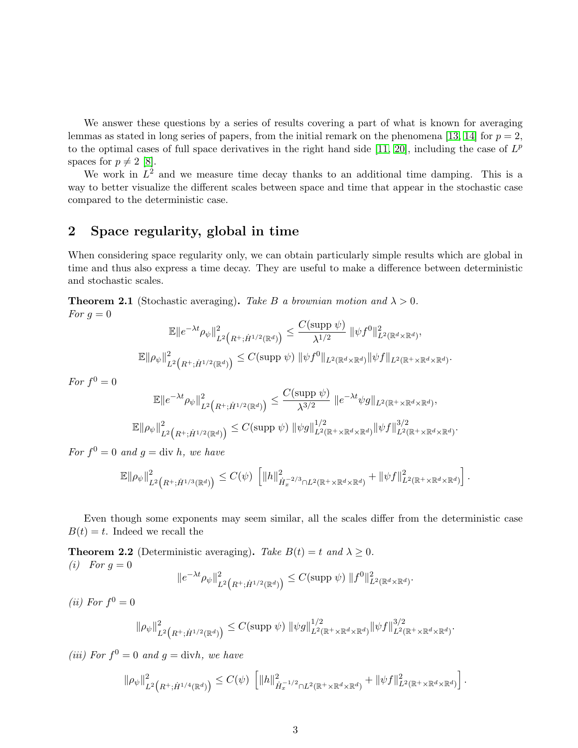We answer these questions by a series of results covering a part of what is known for averaging lemmas as stated in long series of papers, from the initial remark on the phenomena [13, 14] for $p = 2$, to the optimal cases of full space derivatives in the right hand side [11, 20], including the case of $L^p$ spaces for $p \neq 2$ [8].

We work in $L^2$ and we measure time decay thanks to an additional time damping. This is a way to better visualize the different scales between space and time that appear in the stochastic case compared to the deterministic case.

## 2 Space regularity, global in time

When considering space regularity only, we can obtain particularly simple results which are global in time and thus also express a time decay. They are useful to make a difference between deterministic and stochastic scales.

**Theorem 2.1** (Stochastic averaging)**.** *Take $B$ a brownian motion and $\lambda > 0$.*
*For $g = 0$*

$$\mathbb{E}\|e^{-\lambda t}\rho_\psi\|^2_{L^2\left(R^+;\dot{H}^{1/2}(\mathbb{R}^d)\right)} \leq \frac{C(\text{supp }\psi)}{\lambda^{1/2}} \ \|\psi f^0\|^2_{L^2(\mathbb{R}^d\times\mathbb{R}^d)},$$

$$\mathbb{E}\|\rho_\psi\|^2_{L^2\left(R^+;\dot{H}^{1/2}(\mathbb{R}^d)\right)} \leq C(\text{supp }\psi) \ \|\psi f^0\|_{L^2(\mathbb{R}^d\times\mathbb{R}^d)}\|\psi f\|_{L^2(\mathbb{R}^+\times\mathbb{R}^d\times\mathbb{R}^d)}.$$

*For $f^0 = 0$*

$$\mathbb{E}\|e^{-\lambda t}\rho_\psi\|^2_{L^2\left(R^+;\dot{H}^{1/2}(\mathbb{R}^d)\right)} \leq \frac{C(\text{supp }\psi)}{\lambda^{3/2}} \ \|e^{-\lambda t}\psi g\|_{L^2(\mathbb{R}^+\times\mathbb{R}^d\times\mathbb{R}^d)},$$

$$\mathbb{E}\|\rho_\psi\|^2_{L^2\left(R^+;\dot{H}^{1/2}(\mathbb{R}^d)\right)} \leq C(\text{supp }\psi) \ \|\psi g\|^{1/2}_{L^2(\mathbb{R}^+\times\mathbb{R}^d\times\mathbb{R}^d)}\|\psi f\|^{3/2}_{L^2(\mathbb{R}^+\times\mathbb{R}^d\times\mathbb{R}^d)}.$$

*For $f^0 = 0$ and $g = \text{div } h$, we have*

$$\mathbb{E}\|\rho_\psi\|^2_{L^2\left(R^+;\dot{H}^{1/3}(\mathbb{R}^d)\right)} \leq C(\psi) \ \left[\|h\|^2_{\dot{H}_x^{-2/3}\cap L^2(\mathbb{R}^+\times\mathbb{R}^d\times\mathbb{R}^d)} + \|\psi f\|^2_{L^2(\mathbb{R}^+\times\mathbb{R}^d\times\mathbb{R}^d)}\right].$$

Even though some exponents may seem similar, all the scales differ from the deterministic case $B(t) = t$. Indeed we recall the

**Theorem 2.2** (Deterministic averaging)**.** *Take $B(t) = t$ and $\lambda \geq 0$.*
*(i) For $g = 0$*

$$\|e^{-\lambda t}\rho_\psi\|^2_{L^2\left(R^+;\dot{H}^{1/2}(\mathbb{R}^d)\right)} \leq C(\text{supp }\psi) \ \|f^0\|^2_{L^2(\mathbb{R}^d\times\mathbb{R}^d)}.$$

*(ii) For $f^0 = 0$*

$$\|\rho_\psi\|^2_{L^2\left(R^+;\dot{H}^{1/2}(\mathbb{R}^d)\right)} \leq C(\text{supp }\psi) \ \|\psi g\|^{1/2}_{L^2(\mathbb{R}^+\times\mathbb{R}^d\times\mathbb{R}^d)}\|\psi f\|^{3/2}_{L^2(\mathbb{R}^+\times\mathbb{R}^d\times\mathbb{R}^d)}.$$

*(iii) For $f^0 = 0$ and $g = \text{div}h$, we have*

$$\|\rho_\psi\|^2_{L^2\left(R^+;\dot{H}^{1/4}(\mathbb{R}^d)\right)} \leq C(\psi) \ \left[\|h\|^2_{\dot{H}_x^{-1/2}\cap L^2(\mathbb{R}^+\times\mathbb{R}^d\times\mathbb{R}^d)} + \|\psi f\|^2_{L^2(\mathbb{R}^+\times\mathbb{R}^d\times\mathbb{R}^d)}\right].$$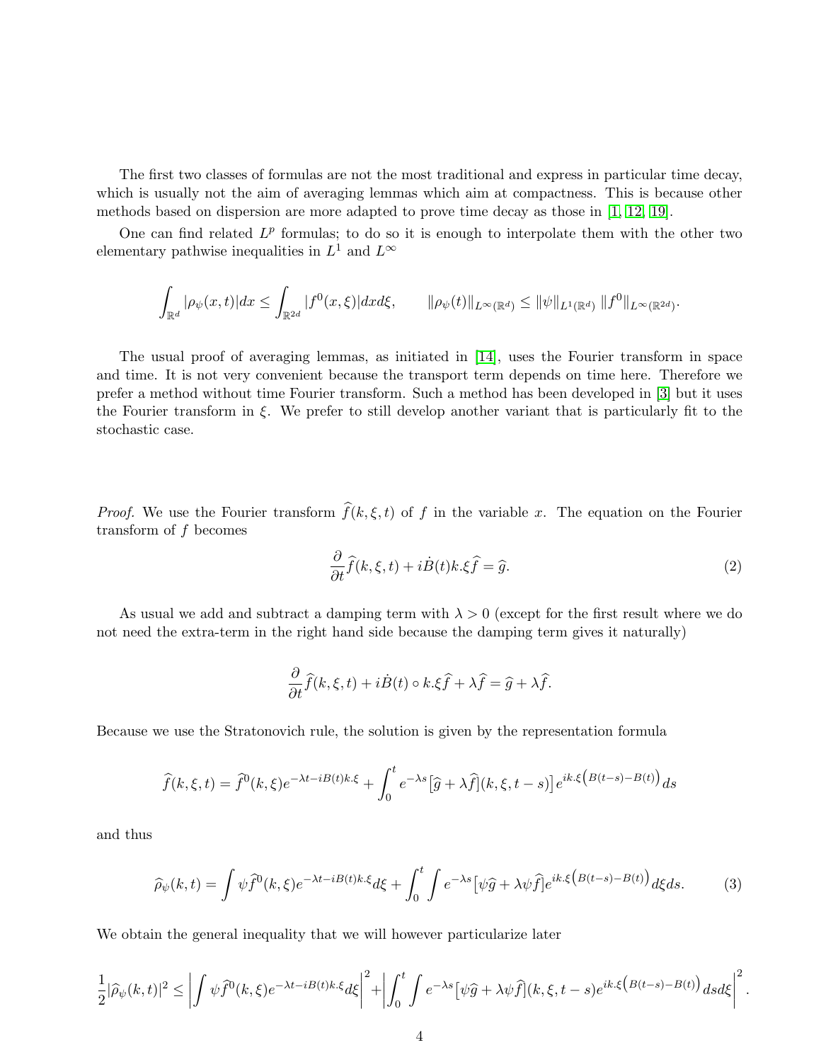The first two classes of formulas are not the most traditional and express in particular time decay, which is usually not the aim of averaging lemmas which aim at compactness. This is because other methods based on dispersion are more adapted to prove time decay as those in [1, 12, 19].

One can find related $L^p$ formulas; to do so it is enough to interpolate them with the other two elementary pathwise inequalities in $L^1$ and $L^\infty$

$$\int_{\mathbb{R}^d} |\rho_\psi(x,t)| dx \leq \int_{\mathbb{R}^{2d}} |f^0(x,\xi)| dx d\xi, \qquad \|\rho_\psi(t)\|_{L^\infty(\mathbb{R}^d)} \leq \|\psi\|_{L^1(\mathbb{R}^d)} \, \|f^0\|_{L^\infty(\mathbb{R}^{2d})}.$$

The usual proof of averaging lemmas, as initiated in [14], uses the Fourier transform in space and time. It is not very convenient because the transport term depends on time here. Therefore we prefer a method without time Fourier transform. Such a method has been developed in [3] but it uses the Fourier transform in $\xi$. We prefer to still develop another variant that is particularly fit to the stochastic case.

*Proof.* We use the Fourier transform $\widehat{f}(k,\xi,t)$ of $f$ in the variable $x$. The equation on the Fourier transform of $f$ becomes

$$\frac{\partial}{\partial t}\widehat{f}(k,\xi,t) + i\dot{B}(t)k.\xi\widehat{f} = \widehat{g}. \tag{2}$$

As usual we add and subtract a damping term with $\lambda > 0$ (except for the first result where we do not need the extra-term in the right hand side because the damping term gives it naturally)

$$\frac{\partial}{\partial t}\widehat{f}(k,\xi,t) + i\dot{B}(t) \circ k.\xi\widehat{f} + \lambda\widehat{f} = \widehat{g} + \lambda\widehat{f}.$$

Because we use the Stratonovich rule, the solution is given by the representation formula

$$\widehat{f}(k,\xi,t) = \widehat{f}^0(k,\xi)e^{-\lambda t - iB(t)k.\xi} + \int_0^t e^{-\lambda s}\big[\widehat{g} + \lambda\widehat{f}\big](k,\xi,t-s)\big] e^{ik.\xi\big(B(t-s)-B(t)\big)} ds$$

and thus

$$\widehat{\rho}_\psi(k,t) = \int \psi\widehat{f}^0(k,\xi)e^{-\lambda t - iB(t)k.\xi} d\xi + \int_0^t \int e^{-\lambda s}\big[\psi\widehat{g} + \lambda\psi\widehat{f}\big] e^{ik.\xi\big(B(t-s)-B(t)\big)} d\xi ds. \tag{3}$$

We obtain the general inequality that we will however particularize later

$$\frac{1}{2}|\widehat{\rho}_\psi(k,t)|^2 \leq \left| \int \psi\widehat{f}^0(k,\xi)e^{-\lambda t - iB(t)k.\xi} d\xi \right|^2 + \left| \int_0^t \int e^{-\lambda s}\big[\psi\widehat{g} + \lambda\psi\widehat{f}\big](k,\xi,t-s) e^{ik.\xi\big(B(t-s)-B(t)\big)} ds d\xi \right|^2.$$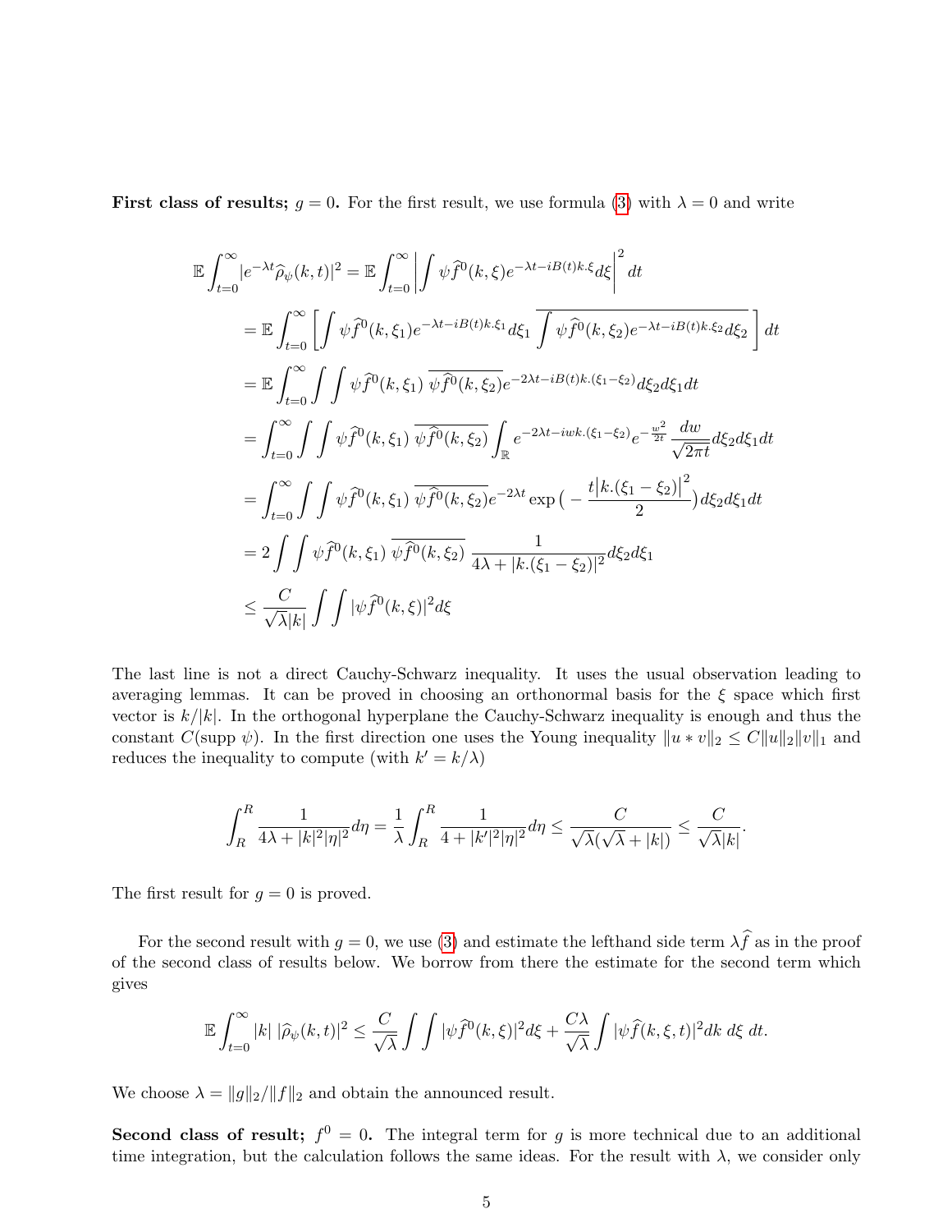**First class of results; $g = 0$.** For the first result, we use formula (3) with $\lambda = 0$ and write

$$
\begin{aligned}
\mathbb{E}\int_{t=0}^{\infty} |e^{-\lambda t}\widehat{\rho}_\psi(k,t)|^2 &= \mathbb{E}\int_{t=0}^{\infty} \left| \int \psi \widehat{f}^0(k,\xi) e^{-\lambda t - iB(t)k.\xi} d\xi \right|^2 dt \\
&= \mathbb{E}\int_{t=0}^{\infty} \left[ \int \psi \widehat{f}^0(k,\xi_1) e^{-\lambda t - iB(t)k.\xi_1} d\xi_1 \, \overline{\int \psi \widehat{f}^0(k,\xi_2) e^{-\lambda t - iB(t)k.\xi_2} d\xi_2} \right] dt \\
&= \mathbb{E}\int_{t=0}^{\infty} \int\int \psi \widehat{f}^0(k,\xi_1) \, \overline{\psi \widehat{f}^0(k,\xi_2)} e^{-2\lambda t - iB(t)k.(\xi_1-\xi_2)} d\xi_2 d\xi_1 dt \\
&= \int_{t=0}^{\infty} \int\int \psi \widehat{f}^0(k,\xi_1) \, \overline{\psi \widehat{f}^0(k,\xi_2)} \int_{\mathbb{R}} e^{-2\lambda t - iwk.(\xi_1-\xi_2)} e^{-\frac{w^2}{2t}} \frac{dw}{\sqrt{2\pi t}} d\xi_2 d\xi_1 dt \\
&= \int_{t=0}^{\infty} \int\int \psi \widehat{f}^0(k,\xi_1) \, \overline{\psi \widehat{f}^0(k,\xi_2)} e^{-2\lambda t} \exp\big( -\frac{t|k.(\xi_1-\xi_2)|^2}{2} \big) d\xi_2 d\xi_1 dt \\
&= 2\int\int \psi \widehat{f}^0(k,\xi_1) \, \overline{\psi \widehat{f}^0(k,\xi_2)} \, \frac{1}{4\lambda + |k.(\xi_1-\xi_2)|^2} d\xi_2 d\xi_1 \\
&\leq \frac{C}{\sqrt{\lambda}|k|} \int\int |\psi \widehat{f}^0(k,\xi)|^2 d\xi
\end{aligned}
$$

The last line is not a direct Cauchy-Schwarz inequality. It uses the usual observation leading to averaging lemmas. It can be proved in choosing an orthonormal basis for the $\xi$ space which first vector is $k/|k|$. In the orthogonal hyperplane the Cauchy-Schwarz inequality is enough and thus the constant $C(\text{supp } \psi)$. In the first direction one uses the Young inequality $\|u * v\|_2 \leq C\|u\|_2 \|v\|_1$ and reduces the inequality to compute (with $k' = k/\lambda$)

$$
\int_R^R \frac{1}{4\lambda + |k|^2|\eta|^2} d\eta = \frac{1}{\lambda}\int_R^R \frac{1}{4 + |k'|^2|\eta|^2} d\eta \leq \frac{C}{\sqrt{\lambda}(\sqrt{\lambda} + |k|)} \leq \frac{C}{\sqrt{\lambda}|k|}.
$$

The first result for $g = 0$ is proved.

For the second result with $g = 0$, we use (3) and estimate the lefthand side term $\lambda \widehat{f}$ as in the proof of the second class of results below. We borrow from there the estimate for the second term which gives

$$
\mathbb{E}\int_{t=0}^{\infty} |k| \, |\widehat{\rho}_\psi(k,t)|^2 \leq \frac{C}{\sqrt{\lambda}} \int\int |\psi \widehat{f}^0(k,\xi)|^2 d\xi + \frac{C\lambda}{\sqrt{\lambda}} \int |\psi \widehat{f}(k,\xi,t)|^2 dk \, d\xi \, dt.
$$

We choose $\lambda = \|g\|_2 / \|f\|_2$ and obtain the announced result.

**Second class of result; $f^0 = 0$.** The integral term for $g$ is more technical due to an additional time integration, but the calculation follows the same ideas. For the result with $\lambda$, we consider only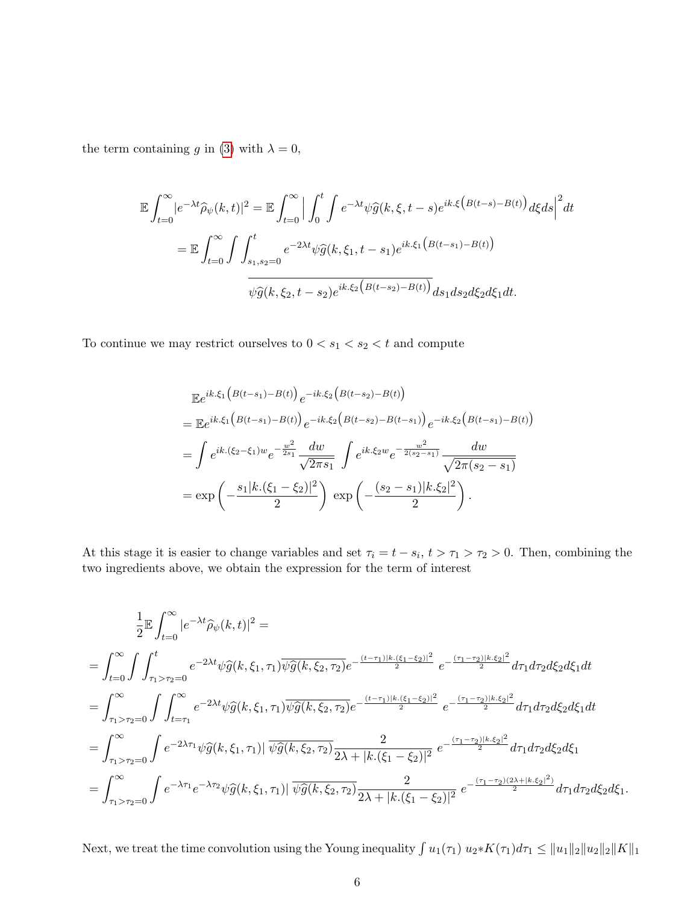the term containing $g$ in (3) with $\lambda = 0$,

$$
\begin{aligned}
\mathbb{E}\int_{t=0}^{\infty} |e^{-\lambda t}\widehat{\rho}_{\psi}(k,t)|^2 &= \mathbb{E}\int_{t=0}^{\infty} \Big| \int_0^t \int e^{-\lambda t} \psi\widehat{g}(k,\xi,t-s) e^{ik.\xi\left(B(t-s)-B(t)\right)} d\xi ds \Big|^2 dt \\
&= \mathbb{E}\int_{t=0}^{\infty} \int \int_{s_1,s_2=0}^{t} e^{-2\lambda t} \psi\widehat{g}(k,\xi_1,t-s_1) e^{ik.\xi_1\left(B(t-s_1)-B(t)\right)} \\
&\qquad\qquad \overline{\psi\widehat{g}(k,\xi_2,t-s_2) e^{ik.\xi_2\left(B(t-s_2)-B(t)\right)}} ds_1 ds_2 d\xi_2 d\xi_1 dt.
\end{aligned}
$$

To continue we may restrict ourselves to $0 < s_1 < s_2 < t$ and compute

$$
\begin{aligned}
&\mathbb{E} e^{ik.\xi_1\left(B(t-s_1)-B(t)\right)} e^{-ik.\xi_2\left(B(t-s_2)-B(t)\right)} \\
&= \mathbb{E} e^{ik.\xi_1\left(B(t-s_1)-B(t)\right)} e^{-ik.\xi_2\left(B(t-s_2)-B(t-s_1)\right)} e^{-ik.\xi_2\left(B(t-s_1)-B(t)\right)} \\
&= \int e^{ik.(\xi_2-\xi_1)w} e^{-\frac{w^2}{2s_1}} \frac{dw}{\sqrt{2\pi s_1}} \int e^{ik.\xi_2 w} e^{-\frac{w^2}{2(s_2-s_1)}} \frac{dw}{\sqrt{2\pi(s_2-s_1)}} \\
&= \exp\left(-\frac{s_1|k.(\xi_1-\xi_2)|^2}{2}\right) \exp\left(-\frac{(s_2-s_1)|k.\xi_2|^2}{2}\right).
\end{aligned}
$$

At this stage it is easier to change variables and set $\tau_i = t - s_i$, $t > \tau_1 > \tau_2 > 0$. Then, combining the two ingredients above, we obtain the expression for the term of interest

$$
\begin{aligned}
&\frac{1}{2}\mathbb{E}\int_{t=0}^{\infty} |e^{-\lambda t}\widehat{\rho}_{\psi}(k,t)|^2 = \\
&= \int_{t=0}^{\infty} \int \int_{\tau_1>\tau_2=0}^{t} e^{-2\lambda t} \psi\widehat{g}(k,\xi_1,\tau_1) \overline{\psi\widehat{g}(k,\xi_2,\tau_2)} e^{-\frac{(t-\tau_1)|k.(\xi_1-\xi_2)|^2}{2}} e^{-\frac{(\tau_1-\tau_2)|k.\xi_2|^2}{2}} d\tau_1 d\tau_2 d\xi_2 d\xi_1 dt \\
&= \int_{\tau_1>\tau_2=0}^{\infty} \int \int_{t=\tau_1}^{\infty} e^{-2\lambda t} \psi\widehat{g}(k,\xi_1,\tau_1) \overline{\psi\widehat{g}(k,\xi_2,\tau_2)} e^{-\frac{(t-\tau_1)|k.(\xi_1-\xi_2)|^2}{2}} e^{-\frac{(\tau_1-\tau_2)|k.\xi_2|^2}{2}} d\tau_1 d\tau_2 d\xi_2 d\xi_1 dt \\
&= \int_{\tau_1>\tau_2=0}^{\infty} \int e^{-2\lambda\tau_1} \psi\widehat{g}(k,\xi_1,\tau_1) | \overline{\psi\widehat{g}(k,\xi_2,\tau_2)} \frac{2}{2\lambda + |k.(\xi_1-\xi_2)|^2} e^{-\frac{(\tau_1-\tau_2)|k.\xi_2|^2}{2}} d\tau_1 d\tau_2 d\xi_2 d\xi_1 \\
&= \int_{\tau_1>\tau_2=0}^{\infty} \int e^{-\lambda\tau_1} e^{-\lambda\tau_2} \psi\widehat{g}(k,\xi_1,\tau_1) | \overline{\psi\widehat{g}(k,\xi_2,\tau_2)} \frac{2}{2\lambda + |k.(\xi_1-\xi_2)|^2} e^{-\frac{(\tau_1-\tau_2)(2\lambda+|k.\xi_2|^2)}{2}} d\tau_1 d\tau_2 d\xi_2 d\xi_1.
\end{aligned}
$$

Next, we treat the time convolution using the Young inequality $\int u_1(\tau_1)\, u_2 * K(\tau_1) d\tau_1 \leq \|u_1\|_2 \|u_2\|_2 \|K\|_1$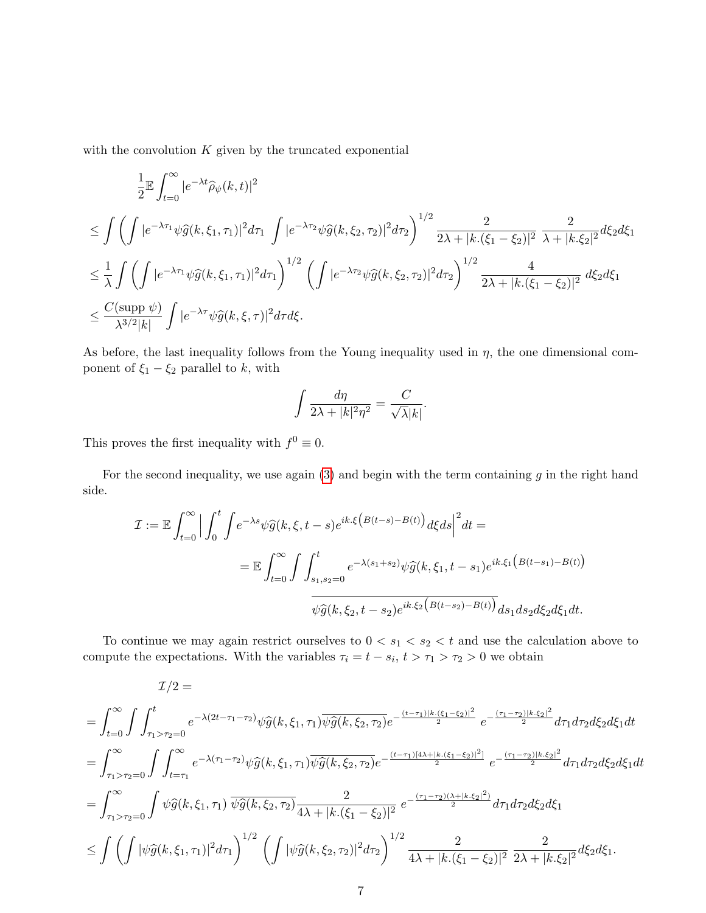with the convolution $K$ given by the truncated exponential

$$
\begin{aligned}
&\frac{1}{2}\mathbb{E}\int_{t=0}^{\infty} |e^{-\lambda t}\widehat{\rho}_\psi(k,t)|^2 \\
&\leq \int \left( \int |e^{-\lambda \tau_1}\psi\widehat{g}(k,\xi_1,\tau_1)|^2 d\tau_1 \int |e^{-\lambda \tau_2}\psi\widehat{g}(k,\xi_2,\tau_2)|^2 d\tau_2 \right)^{1/2} \frac{2}{2\lambda + |k.(\xi_1-\xi_2)|^2}\ \frac{2}{\lambda + |k.\xi_2|^2} d\xi_2 d\xi_1 \\
&\leq \frac{1}{\lambda}\int \left( \int |e^{-\lambda \tau_1}\psi\widehat{g}(k,\xi_1,\tau_1)|^2 d\tau_1 \right)^{1/2} \left( \int |e^{-\lambda \tau_2}\psi\widehat{g}(k,\xi_2,\tau_2)|^2 d\tau_2 \right)^{1/2} \frac{4}{2\lambda + |k.(\xi_1-\xi_2)|^2}\ d\xi_2 d\xi_1 \\
&\leq \frac{C(\text{supp }\psi)}{\lambda^{3/2}|k|} \int |e^{-\lambda\tau}\psi\widehat{g}(k,\xi,\tau)|^2 d\tau d\xi.
\end{aligned}
$$

As before, the last inequality follows from the Young inequality used in $\eta$, the one dimensional component of $\xi_1 - \xi_2$ parallel to $k$, with

$$
\int \frac{d\eta}{2\lambda + |k|^2\eta^2} = \frac{C}{\sqrt{\lambda}|k|}.
$$

This proves the first inequality with $f^0 \equiv 0$.

For the second inequality, we use again (3) and begin with the term containing $g$ in the right hand side.

$$
\begin{aligned}
\mathcal{I} := \mathbb{E}\int_{t=0}^{\infty} \Big| \int_0^t \int e^{-\lambda s}\psi\widehat{g}(k,\xi,t-s) e^{ik.\xi\left(B(t-s)-B(t)\right)} d\xi ds \Big|^2 dt = \\
= \mathbb{E}\int_{t=0}^{\infty} \int \int_{s_1,s_2=0}^{t} e^{-\lambda(s_1+s_2)}\psi\widehat{g}(k,\xi_1,t-s_1) e^{ik.\xi_1\left(B(t-s_1)-B(t)\right)} \\
\overline{\psi\widehat{g}(k,\xi_2,t-s_2) e^{ik.\xi_2\left(B(t-s_2)-B(t)\right)}} ds_1 ds_2 d\xi_2 d\xi_1 dt.
\end{aligned}
$$

To continue we may again restrict ourselves to $0 < s_1 < s_2 < t$ and use the calculation above to compute the expectations. With the variables $\tau_i = t - s_i$, $t > \tau_1 > \tau_2 > 0$ we obtain

$$
\begin{aligned}
&\mathcal{I}/2 = \\
&= \int_{t=0}^{\infty} \int \int_{\tau_1>\tau_2=0}^{t} e^{-\lambda(2t-\tau_1-\tau_2)}\psi\widehat{g}(k,\xi_1,\tau_1)\overline{\psi\widehat{g}(k,\xi_2,\tau_2)} e^{-\frac{(t-\tau_1)|k.(\xi_1-\xi_2)|^2}{2}}\ e^{-\frac{(\tau_1-\tau_2)|k.\xi_2|^2}{2}} d\tau_1 d\tau_2 d\xi_2 d\xi_1 dt \\
&= \int_{\tau_1>\tau_2=0}^{\infty} \int \int_{t=\tau_1}^{\infty} e^{-\lambda(\tau_1-\tau_2)}\psi\widehat{g}(k,\xi_1,\tau_1)\overline{\psi\widehat{g}(k,\xi_2,\tau_2)} e^{-\frac{(t-\tau_1)[4\lambda+|k.(\xi_1-\xi_2)|^2]}{2}}\ e^{-\frac{(\tau_1-\tau_2)|k.\xi_2|^2}{2}} d\tau_1 d\tau_2 d\xi_2 d\xi_1 dt \\
&= \int_{\tau_1>\tau_2=0}^{\infty} \int \psi\widehat{g}(k,\xi_1,\tau_1)\ \overline{\psi\widehat{g}(k,\xi_2,\tau_2)} \frac{2}{4\lambda + |k.(\xi_1-\xi_2)|^2}\ e^{-\frac{(\tau_1-\tau_2)(\lambda+|k.\xi_2|^2)}{2}} d\tau_1 d\tau_2 d\xi_2 d\xi_1 \\
&\leq \int \left( \int |\psi\widehat{g}(k,\xi_1,\tau_1)|^2 d\tau_1 \right)^{1/2} \left( \int |\psi\widehat{g}(k,\xi_2,\tau_2)|^2 d\tau_2 \right)^{1/2} \frac{2}{4\lambda + |k.(\xi_1-\xi_2)|^2}\ \frac{2}{2\lambda + |k.\xi_2|^2} d\xi_2 d\xi_1.
\end{aligned}
$$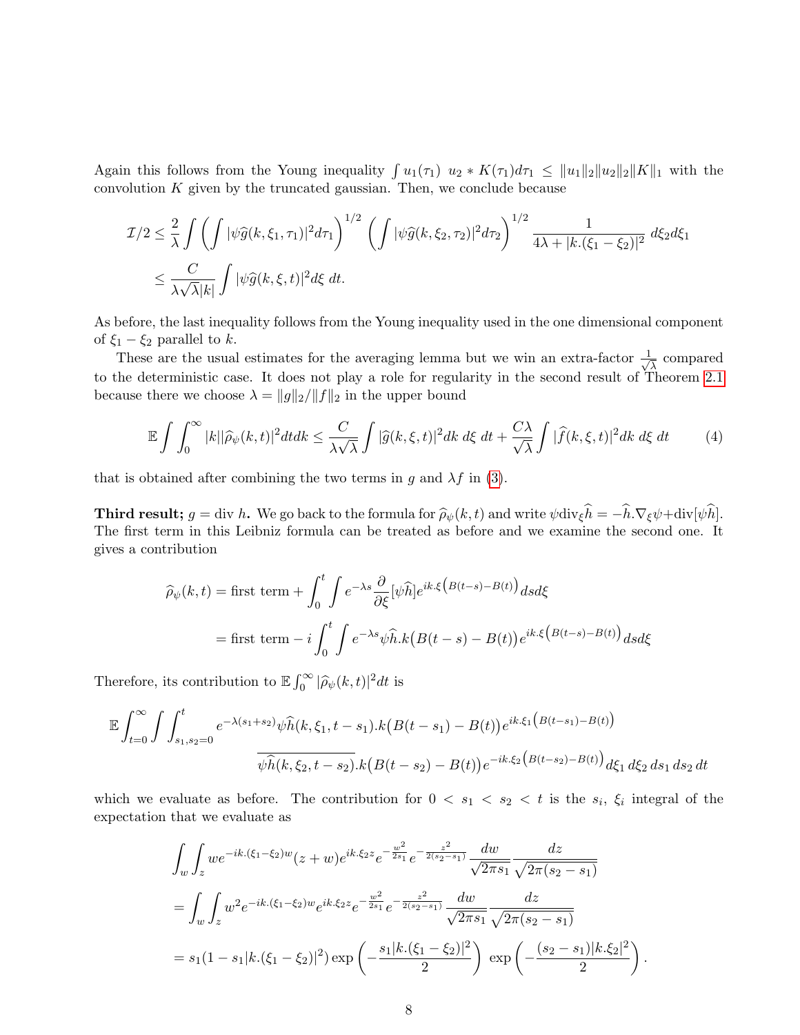Again this follows from the Young inequality $\int u_1(\tau_1)\ u_2 * K(\tau_1) d\tau_1 \leq \|u_1\|_2 \|u_2\|_2 \|K\|_1$ with the convolution $K$ given by the truncated gaussian. Then, we conclude because

$$
\begin{aligned}
\mathcal{I}/2 &\leq \frac{2}{\lambda} \int \left( \int |\psi \widehat{g}(k, \xi_1, \tau_1)|^2 d\tau_1 \right)^{1/2} \left( \int |\psi \widehat{g}(k, \xi_2, \tau_2)|^2 d\tau_2 \right)^{1/2} \frac{1}{4\lambda + |k.(\xi_1 - \xi_2)|^2}\, d\xi_2 d\xi_1 \\
&\leq \frac{C}{\lambda\sqrt{\lambda}|k|} \int |\psi \widehat{g}(k, \xi, t)|^2 d\xi\ dt.
\end{aligned}
$$

As before, the last inequality follows from the Young inequality used in the one dimensional component of $\xi_1 - \xi_2$ parallel to $k$.

These are the usual estimates for the averaging lemma but we win an extra-factor $\frac{1}{\sqrt{\lambda}}$ compared to the deterministic case. It does not play a role for regularity in the second result of Theorem 2.1 because there we choose $\lambda = \|g\|_2/\|f\|_2$ in the upper bound

$$
\mathbb{E} \int \int_0^\infty |k| |\widehat{\rho}_\psi(k, t)|^2 dt dk \leq \frac{C}{\lambda\sqrt{\lambda}} \int |\widehat{g}(k, \xi, t)|^2 dk\ d\xi\ dt + \frac{C\lambda}{\sqrt{\lambda}} \int |\widehat{f}(k, \xi, t)|^2 dk\ d\xi\ dt \tag{4}
$$

that is obtained after combining the two terms in $g$ and $\lambda f$ in (3).

**Third result; $g = \operatorname{div} h$.** We go back to the formula for $\widehat{\rho}_\psi(k, t)$ and write $\psi \operatorname{div}_\xi \widehat{h} = -\widehat{h}.\nabla_\xi \psi + \operatorname{div}[\psi \widehat{h}]$. The first term in this Leibniz formula can be treated as before and we examine the second one. It gives a contribution

$$
\begin{aligned}
\widehat{\rho}_\psi(k, t) &= \text{first term} + \int_0^t \int e^{-\lambda s} \frac{\partial}{\partial \xi} [\psi \widehat{h}] e^{ik.\xi \left( B(t-s) - B(t) \right)} ds d\xi \\
&= \text{first term} - i \int_0^t \int e^{-\lambda s} \psi \widehat{h}.k \big( B(t-s) - B(t) \big) e^{ik.\xi \left( B(t-s) - B(t) \right)} ds d\xi
\end{aligned}
$$

Therefore, its contribution to $\mathbb{E} \int_0^\infty |\widehat{\rho}_\psi(k, t)|^2 dt$ is

$$
\begin{aligned}
\mathbb{E} \int_{t=0}^\infty \int \int_{s_1, s_2 = 0}^t & e^{-\lambda(s_1 + s_2)} \psi \widehat{h}(k, \xi_1, t - s_1).k \big( B(t - s_1) - B(t) \big) e^{ik.\xi_1 \left( B(t-s_1) - B(t) \right)} \\
& \overline{\psi \widehat{h}(k, \xi_2, t - s_2)}.k \big( B(t - s_2) - B(t) \big) e^{-ik.\xi_2 \left( B(t-s_2) - B(t) \right)} d\xi_1\, d\xi_2\, ds_1\, ds_2\, dt
\end{aligned}
$$

which we evaluate as before. The contribution for $0 < s_1 < s_2 < t$ is the $s_i$, $\xi_i$ integral of the expectation that we evaluate as

$$
\begin{aligned}
& \int_w \int_z w e^{-ik.(\xi_1 - \xi_2) w} (z + w) e^{ik.\xi_2 z} e^{-\frac{w^2}{2s_1}} e^{-\frac{z^2}{2(s_2 - s_1)}} \frac{dw}{\sqrt{2\pi s_1}} \frac{dz}{\sqrt{2\pi(s_2 - s_1)}} \\
&= \int_w \int_z w^2 e^{-ik.(\xi_1 - \xi_2) w} e^{ik.\xi_2 z} e^{-\frac{w^2}{2s_1}} e^{-\frac{z^2}{2(s_2 - s_1)}} \frac{dw}{\sqrt{2\pi s_1}} \frac{dz}{\sqrt{2\pi(s_2 - s_1)}} \\
&= s_1 (1 - s_1 |k.(\xi_1 - \xi_2)|^2) \exp\left( -\frac{s_1 |k.(\xi_1 - \xi_2)|^2}{2} \right) \exp\left( -\frac{(s_2 - s_1)|k.\xi_2|^2}{2} \right).
\end{aligned}
$$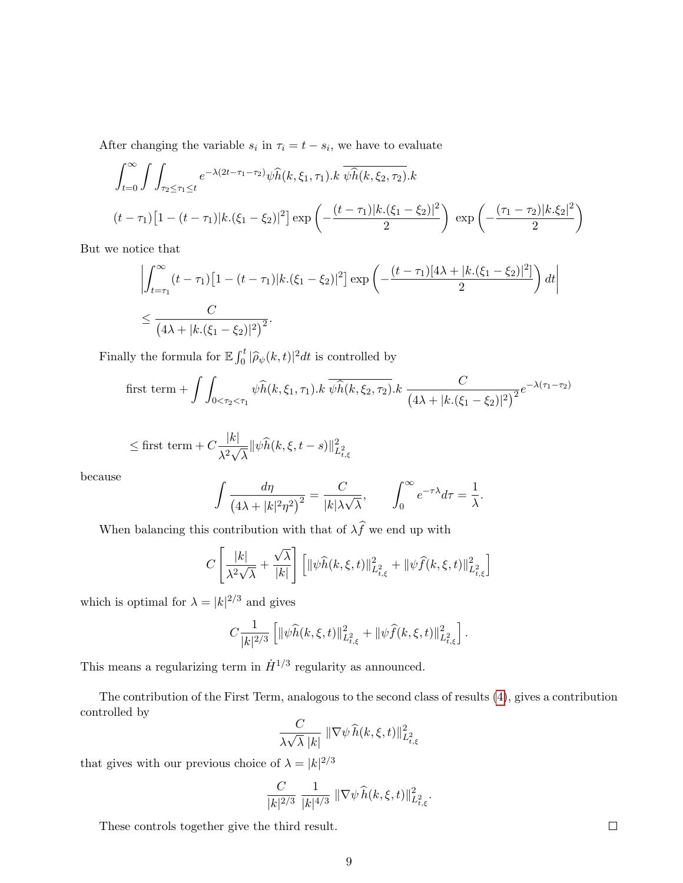After changing the variable $s_i$ in $\tau_i = t - s_i$, we have to evaluate

$$
\int_{t=0}^{\infty} \int \int_{\tau_2 \leq \tau_1 \leq t} e^{-\lambda(2t-\tau_1-\tau_2)} \psi \widehat{h}(k, \xi_1, \tau_1).k \ \overline{\psi \widehat{h}(k, \xi_2, \tau_2)}.k
$$

$$
(t-\tau_1)\big[1-(t-\tau_1)|k.(\xi_1-\xi_2)|^2\big] \exp\left(-\frac{(t-\tau_1)|k.(\xi_1-\xi_2)|^2}{2}\right) \ \exp\left(-\frac{(\tau_1-\tau_2)|k.\xi_2|^2}{2}\right)
$$

But we notice that

$$
\left|\int_{t=\tau_1}^{\infty} (t-\tau_1)\big[1-(t-\tau_1)|k.(\xi_1-\xi_2)|^2\big] \exp\left(-\frac{(t-\tau_1)[4\lambda+|k.(\xi_1-\xi_2)|^2]}{2}\right) dt\right|
$$

$$
\leq \frac{C}{\big(4\lambda+|k.(\xi_1-\xi_2)|^2\big)^2}.
$$

Finally the formula for $\mathbb{E}\int_0^t |\widehat{\rho}_\psi(k,t)|^2 dt$ is controlled by

$$
\text{first term} + \int\int_{0<\tau_2<\tau_1} \psi\widehat{h}(k,\xi_1,\tau_1).k \ \overline{\psi\widehat{h}(k,\xi_2,\tau_2)}.k \ \frac{C}{\big(4\lambda+|k.(\xi_1-\xi_2)|^2\big)^2} e^{-\lambda(\tau_1-\tau_2)}
$$

$$
\leq \text{first term} + C\frac{|k|}{\lambda^2\sqrt{\lambda}} \|\psi\widehat{h}(k,\xi,t-s)\|^2_{L^2_{t,\xi}}
$$

because

$$
\int \frac{d\eta}{\big(4\lambda+|k|^2\eta^2\big)^2} = \frac{C}{|k|\lambda\sqrt{\lambda}}, \qquad \int_0^\infty e^{-\tau\lambda} d\tau = \frac{1}{\lambda}.
$$

When balancing this contribution with that of $\lambda \widehat{f}$ we end up with

$$
C\left[\frac{|k|}{\lambda^2\sqrt{\lambda}} + \frac{\sqrt{\lambda}}{|k|}\right]\left[\|\psi\widehat{h}(k,\xi,t)\|^2_{L^2_{t,\xi}} + \|\psi\widehat{f}(k,\xi,t)\|^2_{L^2_{t,\xi}}\right]
$$

which is optimal for $\lambda = |k|^{2/3}$ and gives

$$
C\frac{1}{|k|^{2/3}}\left[\|\psi\widehat{h}(k,\xi,t)\|^2_{L^2_{t,\xi}} + \|\psi\widehat{f}(k,\xi,t)\|^2_{L^2_{t,\xi}}\right].
$$

This means a regularizing term in $\dot{H}^{1/3}$ regularity as announced.

The contribution of the First Term, analogous to the second class of results (4), gives a contribution controlled by

$$
\frac{C}{\lambda\sqrt{\lambda}\,|k|} \, \|\nabla\psi\,\widehat{h}(k,\xi,t)\|^2_{L^2_{t,\xi}}
$$

that gives with our previous choice of $\lambda = |k|^{2/3}$

$$
\frac{C}{|k|^{2/3}} \, \frac{1}{|k|^{4/3}} \, \|\nabla\psi\,\widehat{h}(k,\xi,t)\|^2_{L^2_{t,\xi}}.
$$

These controls together give the third result. □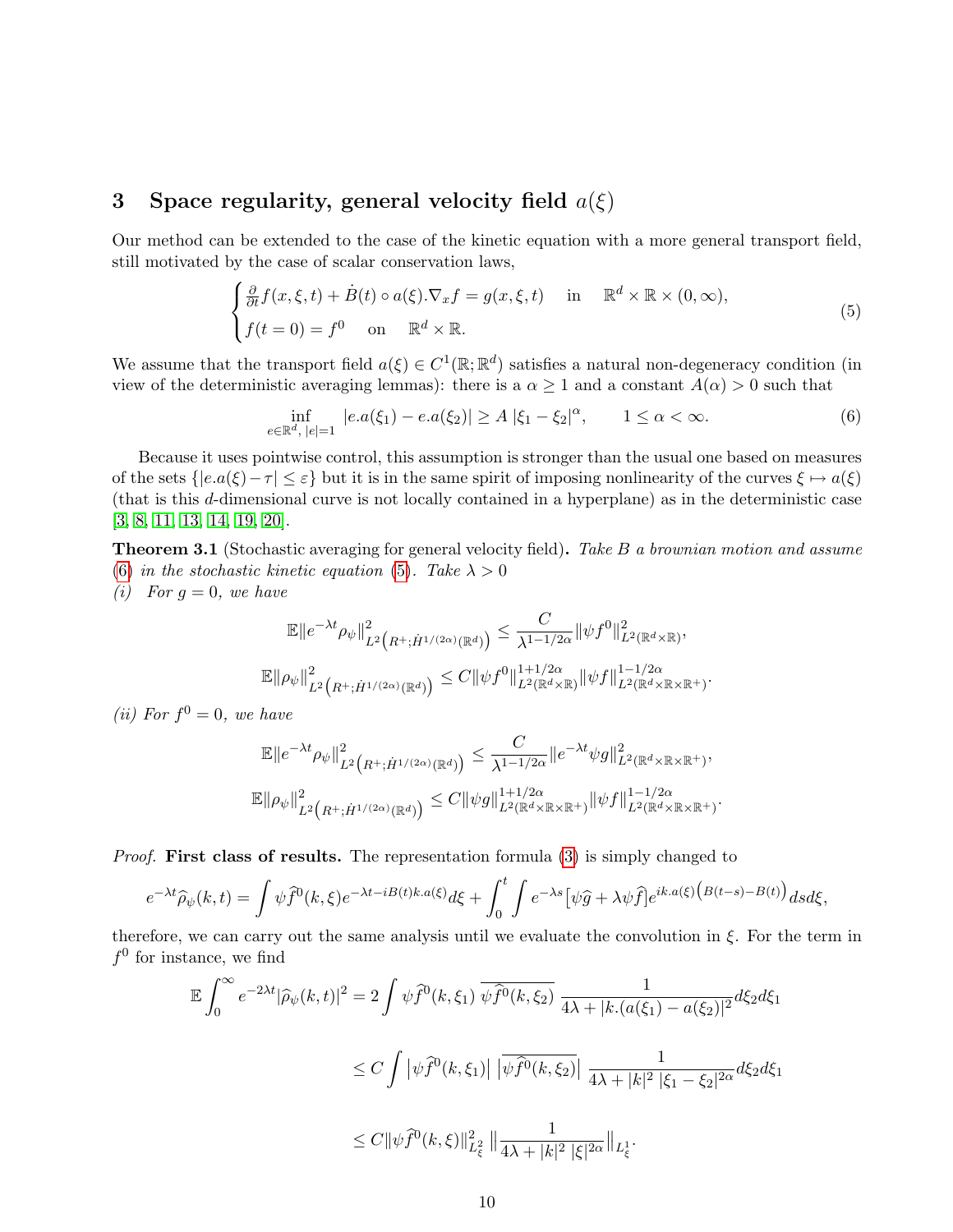## 3 Space regularity, general velocity field $a(\xi)$

Our method can be extended to the case of the kinetic equation with a more general transport field, still motivated by the case of scalar conservation laws,

$$
\begin{cases}
\frac{\partial}{\partial t} f(x,\xi,t) + \dot{B}(t) \circ a(\xi).\nabla_x f = g(x,\xi,t) \quad \text{in} \quad \mathbb{R}^d \times \mathbb{R} \times (0,\infty), \\
f(t=0) = f^0 \quad \text{on} \quad \mathbb{R}^d \times \mathbb{R}.
\end{cases}
\tag{5}
$$

We assume that the transport field $a(\xi) \in C^1(\mathbb{R};\mathbb{R}^d)$ satisfies a natural non-degeneracy condition (in view of the deterministic averaging lemmas): there is a $\alpha \geq 1$ and a constant $A(\alpha) > 0$ such that

$$
\inf_{e\in\mathbb{R}^d,\,|e|=1} |e.a(\xi_1) - e.a(\xi_2)| \geq A\,|\xi_1 - \xi_2|^\alpha, \qquad 1 \leq \alpha < \infty. \tag{6}
$$

Because it uses pointwise control, this assumption is stronger than the usual one based on measures of the sets $\{|e.a(\xi) - \tau| \leq \varepsilon\}$ but it is in the same spirit of imposing nonlinearity of the curves $\xi \mapsto a(\xi)$ (that is this $d$-dimensional curve is not locally contained in a hyperplane) as in the deterministic case [3, 8, 11, 13, 14, 19, 20].

**Theorem 3.1** (Stochastic averaging for general velocity field)**.** *Take $B$ a brownian motion and assume (6) in the stochastic kinetic equation (5). Take $\lambda > 0$*

*(i) For $g = 0$, we have*

$$
\mathbb{E}\|e^{-\lambda t}\rho_\psi\|^2_{L^2\left(R^+;\dot{H}^{1/(2\alpha)}(\mathbb{R}^d)\right)} \leq \frac{C}{\lambda^{1-1/2\alpha}}\|\psi f^0\|^2_{L^2(\mathbb{R}^d\times\mathbb{R})},
$$

$$
\mathbb{E}\|\rho_\psi\|^2_{L^2\left(R^+;\dot{H}^{1/(2\alpha)}(\mathbb{R}^d)\right)} \leq C\|\psi f^0\|^{1+1/2\alpha}_{L^2(\mathbb{R}^d\times\mathbb{R})}\|\psi f\|^{1-1/2\alpha}_{L^2(\mathbb{R}^d\times\mathbb{R}\times\mathbb{R}^+)}.
$$

*(ii) For $f^0 = 0$, we have*

$$
\mathbb{E}\|e^{-\lambda t}\rho_\psi\|^2_{L^2\left(R^+;\dot{H}^{1/(2\alpha)}(\mathbb{R}^d)\right)} \leq \frac{C}{\lambda^{1-1/2\alpha}}\|e^{-\lambda t}\psi g\|^2_{L^2(\mathbb{R}^d\times\mathbb{R}\times\mathbb{R}^+)},
$$

$$
\mathbb{E}\|\rho_\psi\|^2_{L^2\left(R^+;\dot{H}^{1/(2\alpha)}(\mathbb{R}^d)\right)} \leq C\|\psi g\|^{1+1/2\alpha}_{L^2(\mathbb{R}^d\times\mathbb{R}\times\mathbb{R}^+)}\|\psi f\|^{1-1/2\alpha}_{L^2(\mathbb{R}^d\times\mathbb{R}\times\mathbb{R}^+)}.
$$

*Proof.* **First class of results.** The representation formula (3) is simply changed to

$$
e^{-\lambda t}\widehat{\rho}_\psi(k,t) = \int \psi\widehat{f}^0(k,\xi)e^{-\lambda t - iB(t)k.a(\xi)}d\xi + \int_0^t\int e^{-\lambda s}\big[\psi\widehat{g} + \lambda\psi\widehat{f}\big]e^{ik.a(\xi)\left(B(t-s)-B(t)\right)}dsd\xi,
$$

therefore, we can carry out the same analysis until we evaluate the convolution in $\xi$. For the term in $f^0$ for instance, we find

$$
\mathbb{E}\int_0^\infty e^{-2\lambda t}|\widehat{\rho}_\psi(k,t)|^2 = 2\int \psi\widehat{f}^0(k,\xi_1)\,\overline{\psi\widehat{f}^0(k,\xi_2)}\,\frac{1}{4\lambda + |k.(a(\xi_1)-a(\xi_2)|^2}d\xi_2 d\xi_1
$$

$$
\leq C\int \left|\psi\widehat{f}^0(k,\xi_1)\right|\,\left|\overline{\psi\widehat{f}^0(k,\xi_2)}\right|\,\frac{1}{4\lambda + |k|^2\,|\xi_1-\xi_2|^{2\alpha}}d\xi_2 d\xi_1
$$

$$
\leq C\|\psi\widehat{f}^0(k,\xi)\|^2_{L^2_\xi}\,\left\|\frac{1}{4\lambda + |k|^2\,|\xi|^{2\alpha}}\right\|_{L^1_\xi}.
$$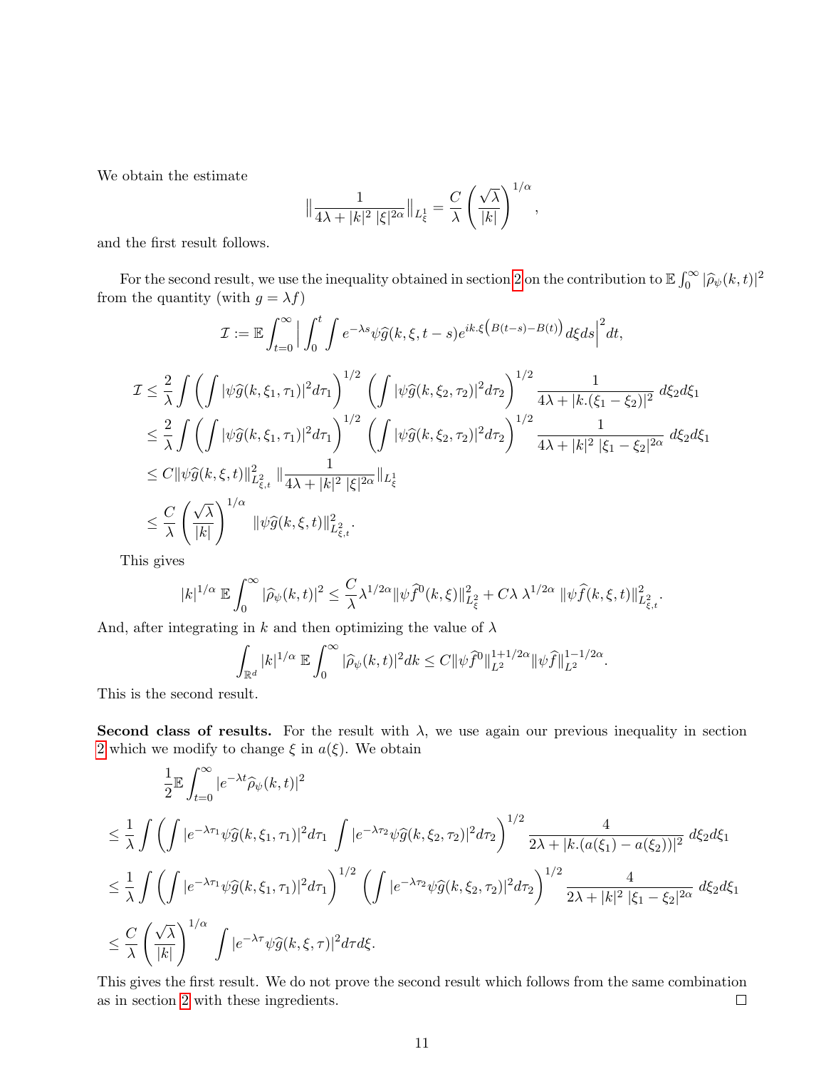We obtain the estimate

$$\|\frac{1}{4\lambda + |k|^2 \; |\xi|^{2\alpha}}\|_{L^1_\xi} = \frac{C}{\lambda}\left(\frac{\sqrt{\lambda}}{|k|}\right)^{1/\alpha},$$

and the first result follows.

For the second result, we use the inequality obtained in section 2 on the contribution to $\mathbb{E}\int_0^\infty |\widehat{\rho}_\psi(k,t)|^2$ from the quantity (with $g = \lambda f$)

$$\mathcal{I} := \mathbb{E}\int_{t=0}^\infty \Big|\int_0^t \int e^{-\lambda s}\psi\widehat{g}(k,\xi,t-s)e^{ik.\xi\big(B(t-s)-B(t)\big)}d\xi ds\Big|^2 dt,$$

$$\begin{aligned}
\mathcal{I} &\leq \frac{2}{\lambda}\int\left(\int |\psi\widehat{g}(k,\xi_1,\tau_1)|^2 d\tau_1\right)^{1/2}\left(\int |\psi\widehat{g}(k,\xi_2,\tau_2)|^2 d\tau_2\right)^{1/2}\frac{1}{4\lambda + |k.(\xi_1-\xi_2)|^2}\,d\xi_2 d\xi_1\\
&\leq \frac{2}{\lambda}\int\left(\int |\psi\widehat{g}(k,\xi_1,\tau_1)|^2 d\tau_1\right)^{1/2}\left(\int |\psi\widehat{g}(k,\xi_2,\tau_2)|^2 d\tau_2\right)^{1/2}\frac{1}{4\lambda + |k|^2\;|\xi_1-\xi_2|^{2\alpha}}\,d\xi_2 d\xi_1\\
&\leq C\|\psi\widehat{g}(k,\xi,t)\|^2_{L^2_{\xi,t}}\;\|\frac{1}{4\lambda + |k|^2\;|\xi|^{2\alpha}}\|_{L^1_\xi}\\
&\leq \frac{C}{\lambda}\left(\frac{\sqrt{\lambda}}{|k|}\right)^{1/\alpha}\;\|\psi\widehat{g}(k,\xi,t)\|^2_{L^2_{\xi,t}}.
\end{aligned}$$

This gives

$$|k|^{1/\alpha}\,\mathbb{E}\int_0^\infty |\widehat{\rho}_\psi(k,t)|^2 \leq \frac{C}{\lambda}\lambda^{1/2\alpha}\|\psi\widehat{f}^0(k,\xi)\|^2_{L^2_\xi} + C\lambda\;\lambda^{1/2\alpha}\;\|\psi\widehat{f}(k,\xi,t)\|^2_{L^2_{\xi,t}}.$$

And, after integrating in $k$ and then optimizing the value of $\lambda$

$$\int_{\mathbb{R}^d}|k|^{1/\alpha}\,\mathbb{E}\int_0^\infty |\widehat{\rho}_\psi(k,t)|^2 dk \leq C\|\psi\widehat{f}^0\|^{1+1/2\alpha}_{L^2}\|\psi\widehat{f}\|^{1-1/2\alpha}_{L^2}.$$

This is the second result.

**Second class of results.** For the result with $\lambda$, we use again our previous inequality in section 2 which we modify to change $\xi$ in $a(\xi)$. We obtain

$$\begin{aligned}
&\frac{1}{2}\mathbb{E}\int_{t=0}^\infty |e^{-\lambda t}\widehat{\rho}_\psi(k,t)|^2\\
&\leq \frac{1}{\lambda}\int\left(\int |e^{-\lambda\tau_1}\psi\widehat{g}(k,\xi_1,\tau_1)|^2 d\tau_1\int |e^{-\lambda\tau_2}\psi\widehat{g}(k,\xi_2,\tau_2)|^2 d\tau_2\right)^{1/2}\frac{4}{2\lambda + |k.(a(\xi_1)-a(\xi_2))|^2}\,d\xi_2 d\xi_1\\
&\leq \frac{1}{\lambda}\int\left(\int |e^{-\lambda\tau_1}\psi\widehat{g}(k,\xi_1,\tau_1)|^2 d\tau_1\right)^{1/2}\left(\int |e^{-\lambda\tau_2}\psi\widehat{g}(k,\xi_2,\tau_2)|^2 d\tau_2\right)^{1/2}\frac{4}{2\lambda + |k|^2\;|\xi_1-\xi_2|^{2\alpha}}\,d\xi_2 d\xi_1\\
&\leq \frac{C}{\lambda}\left(\frac{\sqrt{\lambda}}{|k|}\right)^{1/\alpha}\;\int |e^{-\lambda\tau}\psi\widehat{g}(k,\xi,\tau)|^2 d\tau d\xi.
\end{aligned}$$

This gives the first result. We do not prove the second result which follows from the same combination as in section 2 with these ingredients. $\square$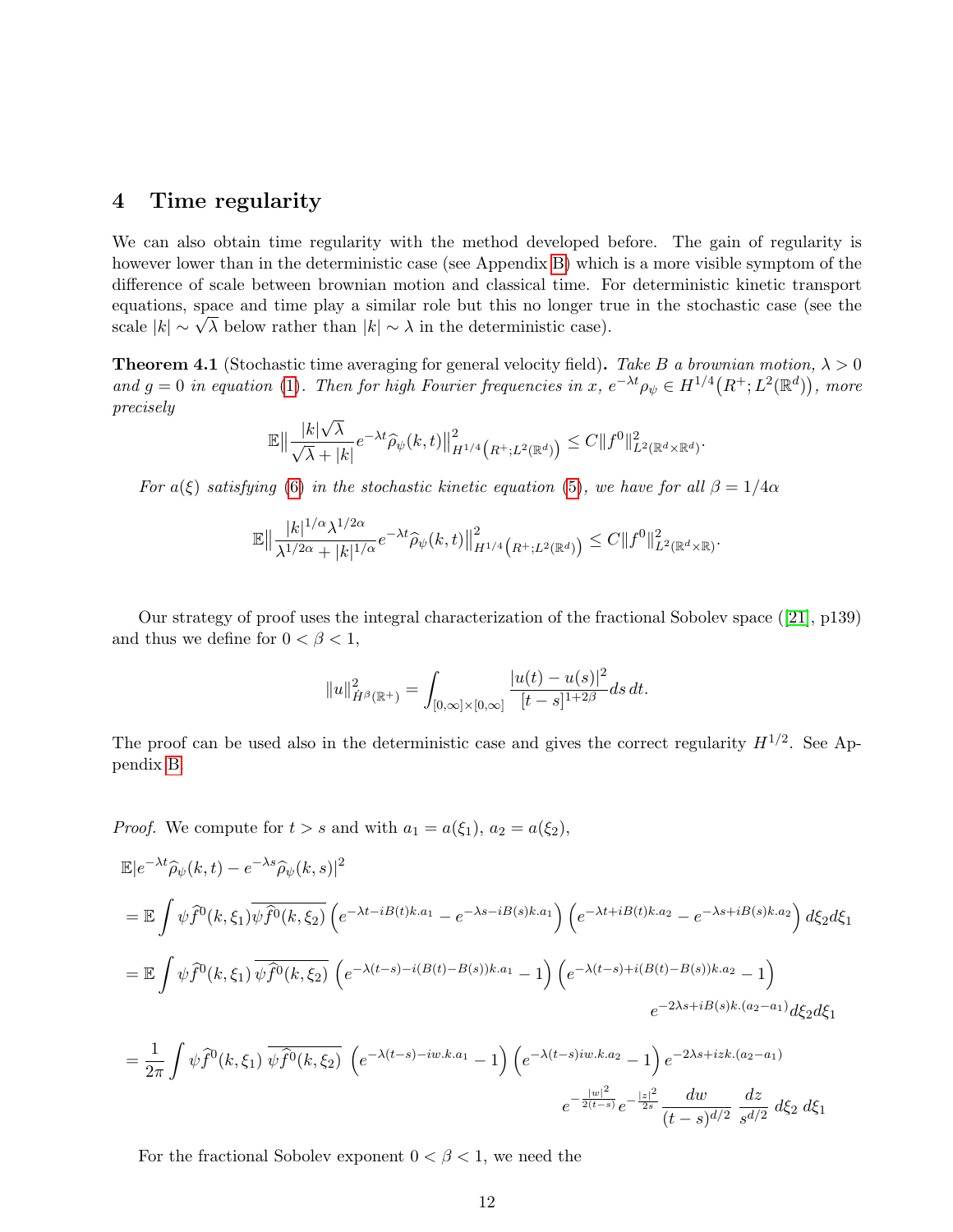## 4 Time regularity

We can also obtain time regularity with the method developed before. The gain of regularity is however lower than in the deterministic case (see Appendix B) which is a more visible symptom of the difference of scale between brownian motion and classical time. For deterministic kinetic transport equations, space and time play a similar role but this no longer true in the stochastic case (see the scale $|k| \sim \sqrt{\lambda}$ below rather than $|k| \sim \lambda$ in the deterministic case).

**Theorem 4.1** (Stochastic time averaging for general velocity field)**.** *Take $B$ a brownian motion, $\lambda > 0$ and $g = 0$ in equation (1). Then for high Fourier frequencies in $x$, $e^{-\lambda t}\rho_\psi \in H^{1/4}\big(R^+; L^2(\mathbb{R}^d)\big)$, more precisely*

$$\mathbb{E}\big\| \frac{|k|\sqrt{\lambda}}{\sqrt{\lambda}+|k|} e^{-\lambda t}\widehat{\rho}_\psi(k,t)\big\|^2_{H^{1/4}\left(R^+;L^2(\mathbb{R}^d)\right)} \leq C\|f^0\|^2_{L^2(\mathbb{R}^d\times\mathbb{R}^d)}.$$

*For $a(\xi)$ satisfying (6) in the stochastic kinetic equation (5), we have for all $\beta = 1/4\alpha$*

$$\mathbb{E}\big\| \frac{|k|^{1/\alpha}\lambda^{1/2\alpha}}{\lambda^{1/2\alpha}+|k|^{1/\alpha}} e^{-\lambda t}\widehat{\rho}_\psi(k,t)\big\|^2_{H^{1/4}\left(R^+;L^2(\mathbb{R}^d)\right)} \leq C\|f^0\|^2_{L^2(\mathbb{R}^d\times\mathbb{R})}.$$

Our strategy of proof uses the integral characterization of the fractional Sobolev space ([21], p139) and thus we define for $0 < \beta < 1$,

$$\|u\|^2_{\dot{H}^\beta(\mathbb{R}^+)} = \int_{[0,\infty]\times[0,\infty]} \frac{|u(t)-u(s)|^2}{[t-s]^{1+2\beta}} ds\, dt.$$

The proof can be used also in the deterministic case and gives the correct regularity $H^{1/2}$. See Appendix B.

*Proof.* We compute for $t > s$ and with $a_1 = a(\xi_1)$, $a_2 = a(\xi_2)$,

$$\mathbb{E}|e^{-\lambda t}\widehat{\rho}_\psi(k,t) - e^{-\lambda s}\widehat{\rho}_\psi(k,s)|^2$$

$$= \mathbb{E}\int \psi\widehat{f^0}(k,\xi_1)\overline{\psi\widehat{f^0}(k,\xi_2)}\left(e^{-\lambda t - iB(t)k.a_1} - e^{-\lambda s - iB(s)k.a_1}\right)\left(e^{-\lambda t + iB(t)k.a_2} - e^{-\lambda s + iB(s)k.a_2}\right) d\xi_2 d\xi_1$$

$$= \mathbb{E}\int \psi\widehat{f^0}(k,\xi_1)\,\overline{\psi\widehat{f^0}(k,\xi_2)}\,\left(e^{-\lambda(t-s) - i(B(t)-B(s))k.a_1} - 1\right)\left(e^{-\lambda(t-s) + i(B(t)-B(s))k.a_2} - 1\right)$$
$$e^{-2\lambda s + iB(s)k.(a_2-a_1)} d\xi_2 d\xi_1$$

$$= \frac{1}{2\pi}\int \psi\widehat{f^0}(k,\xi_1)\,\overline{\psi\widehat{f^0}(k,\xi_2)}\,\left(e^{-\lambda(t-s) - iw.k.a_1} - 1\right)\left(e^{-\lambda(t-s)iw.k.a_2} - 1\right) e^{-2\lambda s + izk.(a_2-a_1)}$$
$$e^{-\frac{|w|^2}{2(t-s)}} e^{-\frac{|z|^2}{2s}} \frac{dw}{(t-s)^{d/2}}\,\frac{dz}{s^{d/2}}\, d\xi_2\, d\xi_1$$

For the fractional Sobolev exponent $0 < \beta < 1$, we need the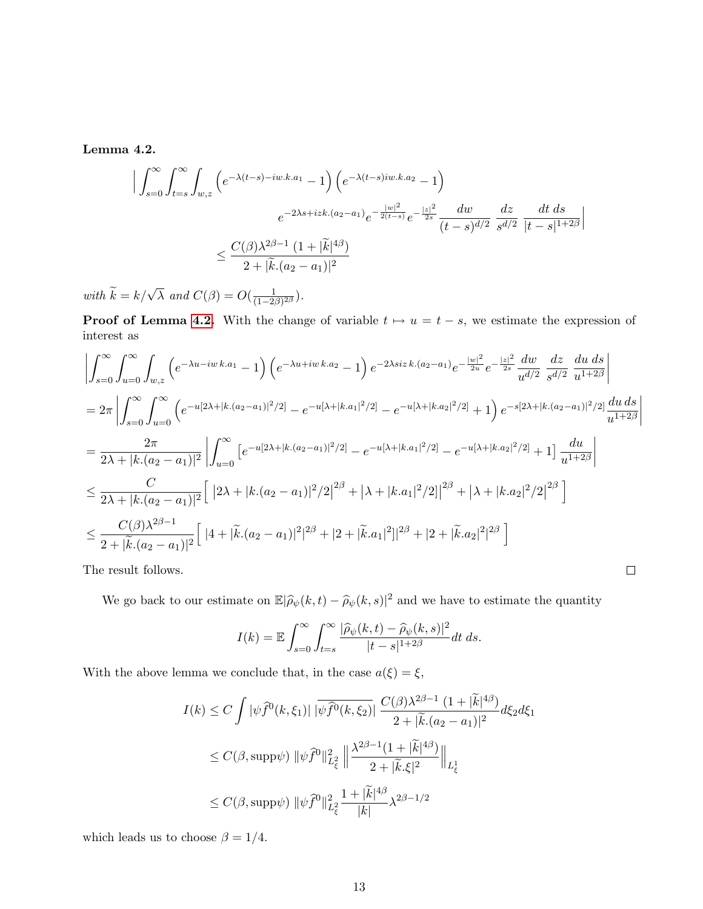**Lemma 4.2.**

$$
\Big| \int_{s=0}^{\infty}\int_{t=s}^{\infty}\int_{w,z} \left(e^{-\lambda(t-s)-iw.k.a_1}-1\right)\left(e^{-\lambda(t-s)iw.k.a_2}-1\right)
e^{-2\lambda s+izk.(a_2-a_1)}e^{-\frac{|w|^2}{2(t-s)}}e^{-\frac{|z|^2}{2s}}\frac{dw}{(t-s)^{d/2}}\ \frac{dz}{s^{d/2}}\ \frac{dt\ ds}{|t-s|^{1+2\beta}}\Big|
\leq \frac{C(\beta)\lambda^{2\beta-1}\,(1+|\widetilde{k}|^{4\beta})}{2+|\widetilde{k}.(a_2-a_1)|^2}
$$

*with* $\widetilde{k}=k/\sqrt{\lambda}$ *and* $C(\beta)=O(\frac{1}{(1-2\beta)2\beta})$.

**Proof of Lemma 4.2.** With the change of variable $t\mapsto u=t-s$, we estimate the expression of interest as

$$
\begin{aligned}
&\left|\int_{s=0}^{\infty}\int_{u=0}^{\infty}\int_{w,z}\left(e^{-\lambda u-iw\,k.a_1}-1\right)\left(e^{-\lambda u+iw\,k.a_2}-1\right)e^{-2\lambda s iz\,k.(a_2-a_1)}e^{-\frac{|w|^2}{2u}}e^{-\frac{|z|^2}{2s}}\frac{dw}{u^{d/2}}\ \frac{dz}{s^{d/2}}\ \frac{du\ ds}{u^{1+2\beta}}\right|\\
&=2\pi\left|\int_{s=0}^{\infty}\int_{u=0}^{\infty}\left(e^{-u[2\lambda+|k.(a_2-a_1)|^2/2]}-e^{-u[\lambda+|k.a_1|^2/2]}-e^{-u[\lambda+|k.a_2|^2/2]}+1\right)e^{-s[2\lambda+|k.(a_2-a_1)|^2/2]}\frac{du\,ds}{u^{1+2\beta}}\right|\\
&=\frac{2\pi}{2\lambda+|k.(a_2-a_1)|^2}\left|\int_{u=0}^{\infty}\left[e^{-u[2\lambda+|k.(a_2-a_1)|^2/2]}-e^{-u[\lambda+|k.a_1|^2/2]}-e^{-u[\lambda+|k.a_2|^2/2]}+1\right]\frac{du}{u^{1+2\beta}}\right|\\
&\leq\frac{C}{2\lambda+|k.(a_2-a_1)|^2}\Big[\ \big|2\lambda+|k.(a_2-a_1)|^2/2\big|^{2\beta}+\big|\lambda+|k.a_1|^2/2\big|\big|^{2\beta}+\big|\lambda+|k.a_2|^2/2\big|^{2\beta}\ \Big]\\
&\leq\frac{C(\beta)\lambda^{2\beta-1}}{2+|\widetilde{k}.(a_2-a_1)|^2}\Big[\ |4+|\widetilde{k}.(a_2-a_1)|^2|^{2\beta}+|2+|\widetilde{k}.a_1|^2]|^{2\beta}+|2+|\widetilde{k}.a_2|^2|^{2\beta}\ \Big]
\end{aligned}
$$

The result follows. □

We go back to our estimate on $\mathbb{E}|\widehat{\rho}_\psi(k,t)-\widehat{\rho}_\psi(k,s)|^2$ and we have to estimate the quantity

$$
I(k)=\mathbb{E}\int_{s=0}^{\infty}\int_{t=s}^{\infty}\frac{|\widehat{\rho}_\psi(k,t)-\widehat{\rho}_\psi(k,s)|^2}{|t-s|^{1+2\beta}}dt\ ds.
$$

With the above lemma we conclude that, in the case $a(\xi)=\xi$,

$$
\begin{aligned}
I(k)&\leq C\int|\psi\widehat{f}^0(k,\xi_1)|\ \overline{|\psi\widehat{f}^0(k,\xi_2)|}\ \frac{C(\beta)\lambda^{2\beta-1}\,(1+|\widetilde{k}|^{4\beta})}{2+|\widetilde{k}.(a_2-a_1)|^2}d\xi_2 d\xi_1\\
&\leq C(\beta,\mathrm{supp}\psi)\ \|\psi\widehat{f}^0\|^2_{L^2_\xi}\left\|\frac{\lambda^{2\beta-1}(1+|\widetilde{k}|^{4\beta})}{2+|\widetilde{k}.\xi|^2}\right\|_{L^1_\xi}\\
&\leq C(\beta,\mathrm{supp}\psi)\ \|\psi\widehat{f}^0\|^2_{L^2_\xi}\frac{1+|\widetilde{k}|^{4\beta}}{|k|}\lambda^{2\beta-1/2}
\end{aligned}
$$

which leads us to choose $\beta=1/4$.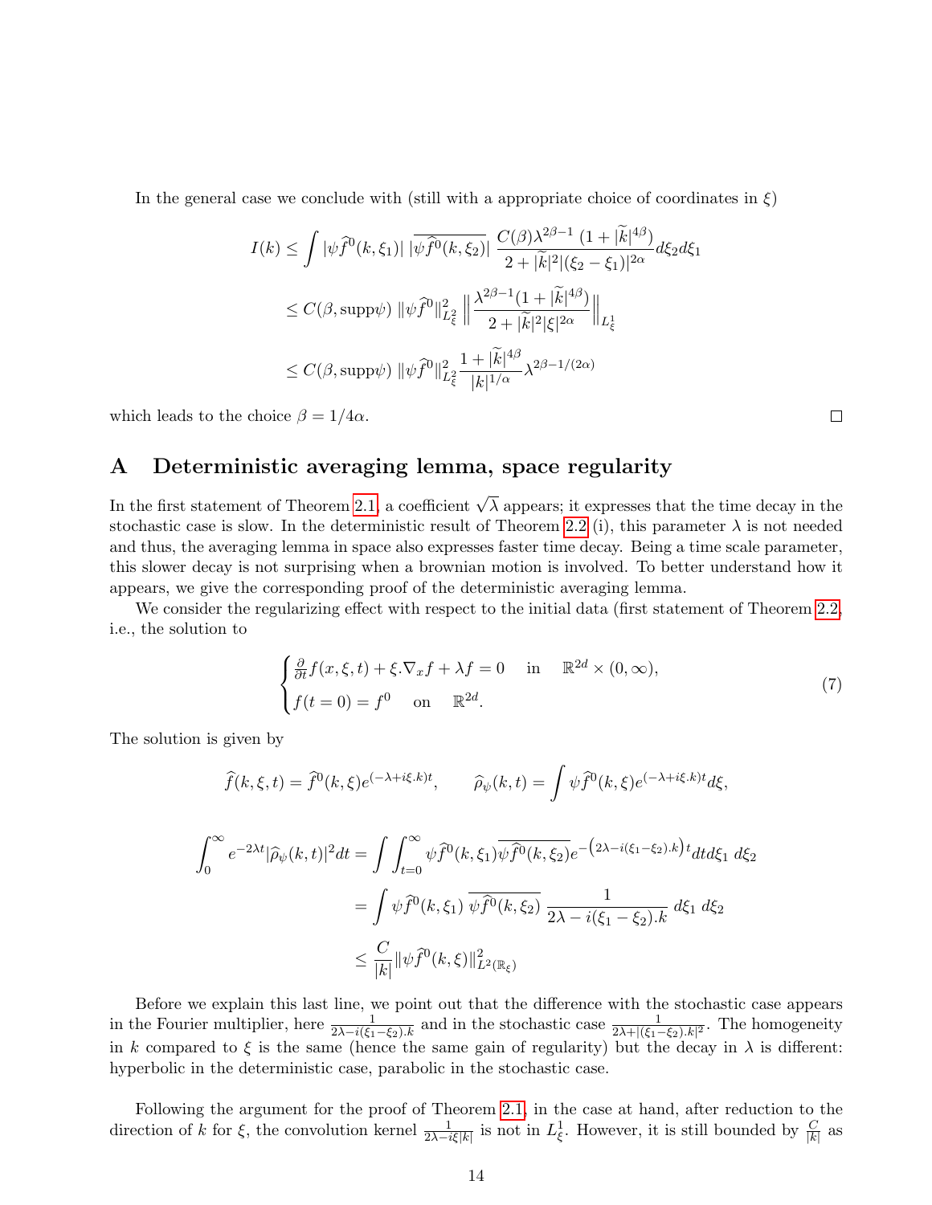In the general case we conclude with (still with a appropriate choice of coordinates in $\xi$)

$$
\begin{aligned}
I(k) &\leq \int |\psi \widehat{f}^0(k,\xi_1)| \, |\overline{\psi \widehat{f}^0(k,\xi_2)}| \, \frac{C(\beta)\lambda^{2\beta-1}\,(1+|\widetilde{k}|^{4\beta})}{2+|\widetilde{k}|^2|(\xi_2-\xi_1)|^{2\alpha}} d\xi_2 d\xi_1 \\
&\leq C(\beta, \mathrm{supp}\psi)\, \|\psi \widehat{f}^0\|^2_{L^2_\xi} \left\| \frac{\lambda^{2\beta-1}(1+|\widetilde{k}|^{4\beta})}{2+|\widetilde{k}|^2|\xi|^{2\alpha}} \right\|_{L^1_\xi} \\
&\leq C(\beta, \mathrm{supp}\psi)\, \|\psi \widehat{f}^0\|^2_{L^2_\xi} \frac{1+|\widetilde{k}|^{4\beta}}{|k|^{1/\alpha}} \lambda^{2\beta-1/(2\alpha)}
\end{aligned}
$$

which leads to the choice $\beta = 1/4\alpha$. □

# A Deterministic averaging lemma, space regularity

In the first statement of Theorem 2.1, a coefficient $\sqrt{\lambda}$ appears; it expresses that the time decay in the stochastic case is slow. In the deterministic result of Theorem 2.2 (i), this parameter $\lambda$ is not needed and thus, the averaging lemma in space also expresses faster time decay. Being a time scale parameter, this slower decay is not surprising when a brownian motion is involved. To better understand how it appears, we give the corresponding proof of the deterministic averaging lemma.

We consider the regularizing effect with respect to the initial data (first statement of Theorem 2.2, i.e., the solution to

$$
\begin{cases}
\frac{\partial}{\partial t} f(x,\xi,t) + \xi.\nabla_x f + \lambda f = 0 \quad \text{in} \quad \mathbb{R}^{2d}\times(0,\infty), \\
f(t=0) = f^0 \quad \text{on} \quad \mathbb{R}^{2d}.
\end{cases}
\tag{7}
$$

The solution is given by

$$
\widehat{f}(k,\xi,t) = \widehat{f}^0(k,\xi) e^{(-\lambda+i\xi.k)t}, \qquad \widehat{\rho}_\psi(k,t) = \int \psi \widehat{f}^0(k,\xi) e^{(-\lambda+i\xi.k)t} d\xi,
$$

$$
\begin{aligned}
\int_0^\infty e^{-2\lambda t}|\widehat{\rho}_\psi(k,t)|^2 dt &= \int \int_{t=0}^\infty \psi \widehat{f}^0(k,\xi_1)\overline{\psi \widehat{f}^0(k,\xi_2)} e^{-\left(2\lambda - i(\xi_1-\xi_2).k\right)t} dt d\xi_1 \, d\xi_2 \\
&= \int \psi \widehat{f}^0(k,\xi_1) \, \overline{\psi \widehat{f}^0(k,\xi_2)} \, \frac{1}{2\lambda - i(\xi_1-\xi_2).k} \, d\xi_1 \, d\xi_2 \\
&\leq \frac{C}{|k|} \|\psi \widehat{f}^0(k,\xi)\|^2_{L^2(\mathbb{R}_\xi)}
\end{aligned}
$$

Before we explain this last line, we point out that the difference with the stochastic case appears in the Fourier multiplier, here $\frac{1}{2\lambda - i(\xi_1-\xi_2).k}$ and in the stochastic case $\frac{1}{2\lambda + |(\xi_1-\xi_2).k|^2}$. The homogeneity in $k$ compared to $\xi$ is the same (hence the same gain of regularity) but the decay in $\lambda$ is different: hyperbolic in the deterministic case, parabolic in the stochastic case.

Following the argument for the proof of Theorem 2.1, in the case at hand, after reduction to the direction of $k$ for $\xi$, the convolution kernel $\frac{1}{2\lambda - i\xi|k|}$ is not in $L^1_\xi$. However, it is still bounded by $\frac{C}{|k|}$ as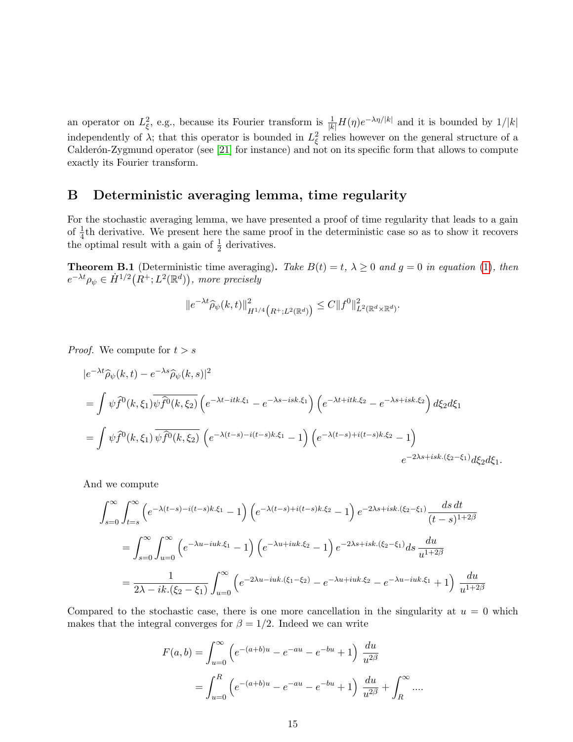an operator on $L^2_\xi$, e.g., because its Fourier transform is $\frac{1}{|k|}H(\eta)e^{-\lambda\eta/|k|}$ and it is bounded by $1/|k|$ independently of $\lambda$; that this operator is bounded in $L^2_\xi$ relies however on the general structure of a Calderón-Zygmund operator (see [21] for instance) and not on its specific form that allows to compute exactly its Fourier transform.

# B Deterministic averaging lemma, time regularity

For the stochastic averaging lemma, we have presented a proof of time regularity that leads to a gain of $\frac{1}{4}$th derivative. We present here the same proof in the deterministic case so as to show it recovers the optimal result with a gain of $\frac{1}{2}$ derivatives.

**Theorem B.1** (Deterministic time averaging)**.** *Take $B(t) = t$, $\lambda \geq 0$ and $g = 0$ in equation (1), then $e^{-\lambda t}\rho_\psi \in \dot{H}^{1/2}\big(R^+; L^2(\mathbb{R}^d)\big)$, more precisely*

$$
\|e^{-\lambda t}\widehat{\rho}_\psi(k,t)\|^2_{H^{1/4}\left(R^+;L^2(\mathbb{R}^d)\right)} \leq C\|f^0\|^2_{L^2(\mathbb{R}^d\times\mathbb{R}^d)}.
$$

*Proof.* We compute for $t > s$

$$
\begin{aligned}
&|e^{-\lambda t}\widehat{\rho}_\psi(k,t) - e^{-\lambda s}\widehat{\rho}_\psi(k,s)|^2 \\
&= \int \psi\widehat{f}^0(k,\xi_1)\overline{\psi\widehat{f}^0(k,\xi_2)}\left(e^{-\lambda t - itk.\xi_1} - e^{-\lambda s - isk.\xi_1}\right)\left(e^{-\lambda t + itk.\xi_2} - e^{-\lambda s + isk.\xi_2}\right)d\xi_2 d\xi_1 \\
&= \int \psi\widehat{f}^0(k,\xi_1)\,\overline{\psi\widehat{f}^0(k,\xi_2)}\,\left(e^{-\lambda(t-s) - i(t-s)k.\xi_1} - 1\right)\left(e^{-\lambda(t-s) + i(t-s)k.\xi_2} - 1\right) \\
&\qquad\qquad e^{-2\lambda s + isk.(\xi_2 - \xi_1)}d\xi_2 d\xi_1.
\end{aligned}
$$

And we compute

$$
\begin{aligned}
&\int_{s=0}^\infty\int_{t=s}^\infty \left(e^{-\lambda(t-s)-i(t-s)k.\xi_1} - 1\right)\left(e^{-\lambda(t-s)+i(t-s)k.\xi_2} - 1\right)e^{-2\lambda s + isk.(\xi_2-\xi_1)}\frac{ds\,dt}{(t-s)^{1+2\beta}} \\
&= \int_{s=0}^\infty\int_{u=0}^\infty \left(e^{-\lambda u - iuk.\xi_1} - 1\right)\left(e^{-\lambda u + iuk.\xi_2} - 1\right)e^{-2\lambda s + isk.(\xi_2-\xi_1)}ds\,\frac{du}{u^{1+2\beta}} \\
&= \frac{1}{2\lambda - ik.(\xi_2 - \xi_1)}\int_{u=0}^\infty \left(e^{-2\lambda u - iuk.(\xi_1-\xi_2)} - e^{-\lambda u + iuk.\xi_2} - e^{-\lambda u - iuk.\xi_1} + 1\right)\,\frac{du}{u^{1+2\beta}}
\end{aligned}
$$

Compared to the stochastic case, there is one more cancellation in the singularity at $u = 0$ which makes that the integral converges for $\beta = 1/2$. Indeed we can write

$$
\begin{aligned}
F(a,b) &= \int_{u=0}^\infty \left(e^{-(a+b)u} - e^{-au} - e^{-bu} + 1\right)\,\frac{du}{u^{2\beta}} \\
&= \int_{u=0}^R \left(e^{-(a+b)u} - e^{-au} - e^{-bu} + 1\right)\,\frac{du}{u^{2\beta}} + \int_R^\infty \ldots.
\end{aligned}
$$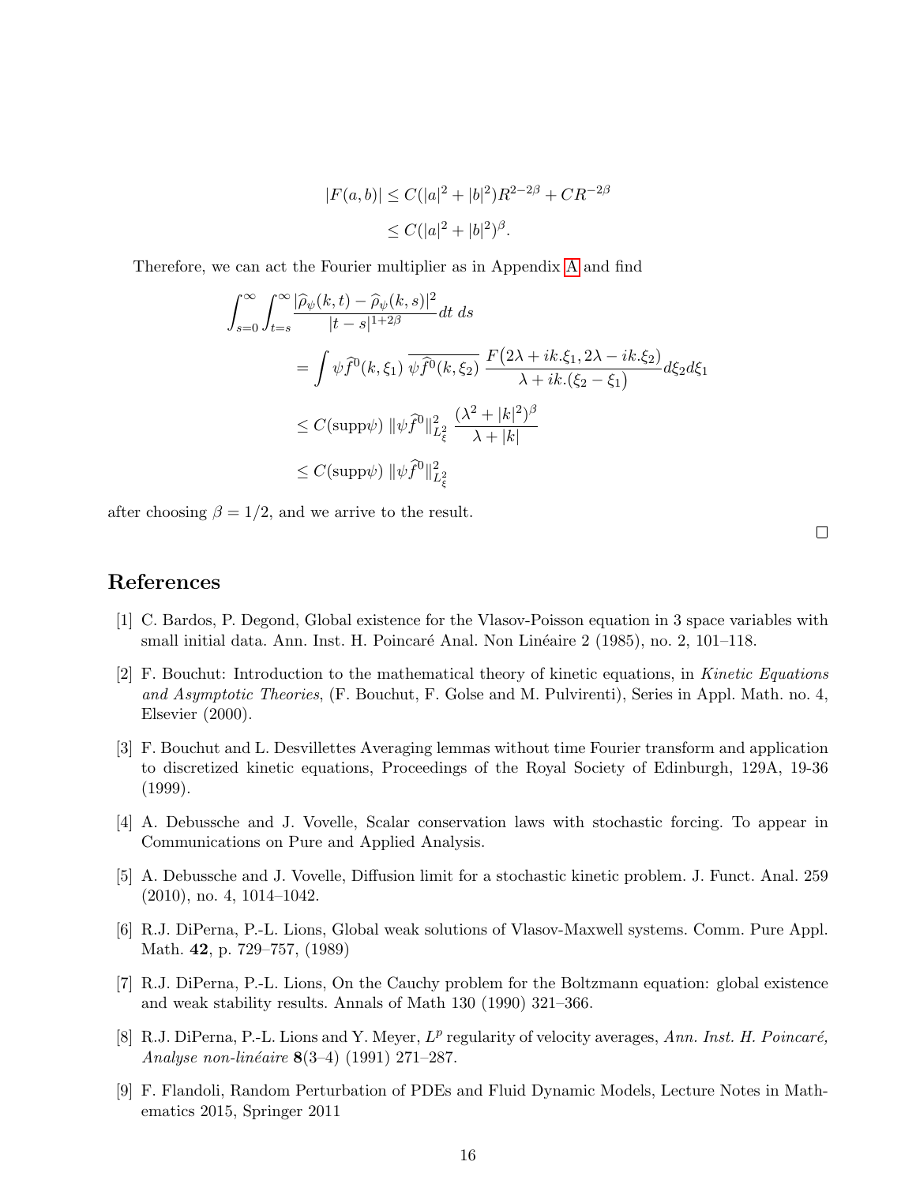$$
\begin{aligned}
|F(a,b)| &\leq C(|a|^2+|b|^2)R^{2-2\beta} + CR^{-2\beta} \\
&\leq C(|a|^2+|b|^2)^{\beta}.
\end{aligned}
$$

Therefore, we can act the Fourier multiplier as in Appendix A and find

$$
\begin{aligned}
\int_{s=0}^{\infty}\int_{t=s}^{\infty} & \frac{|\widehat{\rho}_\psi(k,t)-\widehat{\rho}_\psi(k,s)|^2}{|t-s|^{1+2\beta}} dt\, ds \\
&= \int \psi\widehat{f}^0(k,\xi_1)\, \overline{\psi\widehat{f}^0(k,\xi_2)}\, \frac{F\big(2\lambda+ik.\xi_1, 2\lambda-ik.\xi_2\big)}{\lambda+ik.(\xi_2-\xi_1)} d\xi_2 d\xi_1 \\
&\leq C(\mathrm{supp}\psi)\, \|\psi\widehat{f}^0\|^2_{L^2_\xi}\, \frac{(\lambda^2+|k|^2)^{\beta}}{\lambda+|k|} \\
&\leq C(\mathrm{supp}\psi)\, \|\psi\widehat{f}^0\|^2_{L^2_\xi}
\end{aligned}
$$

after choosing $\beta = 1/2$, and we arrive to the result.

□

# References

[1] C. Bardos, P. Degond, Global existence for the Vlasov-Poisson equation in 3 space variables with small initial data. Ann. Inst. H. Poincaré Anal. Non Linéaire 2 (1985), no. 2, 101–118.

[2] F. Bouchut: Introduction to the mathematical theory of kinetic equations, in *Kinetic Equations and Asymptotic Theories*, (F. Bouchut, F. Golse and M. Pulvirenti), Series in Appl. Math. no. 4, Elsevier (2000).

[3] F. Bouchut and L. Desvillettes Averaging lemmas without time Fourier transform and application to discretized kinetic equations, Proceedings of the Royal Society of Edinburgh, 129A, 19-36 (1999).

[4] A. Debussche and J. Vovelle, Scalar conservation laws with stochastic forcing. To appear in Communications on Pure and Applied Analysis.

[5] A. Debussche and J. Vovelle, Diffusion limit for a stochastic kinetic problem. J. Funct. Anal. 259 (2010), no. 4, 1014–1042.

[6] R.J. DiPerna, P.-L. Lions, Global weak solutions of Vlasov-Maxwell systems. Comm. Pure Appl. Math. **42**, p. 729–757, (1989)

[7] R.J. DiPerna, P.-L. Lions, On the Cauchy problem for the Boltzmann equation: global existence and weak stability results. Annals of Math 130 (1990) 321–366.

[8] R.J. DiPerna, P.-L. Lions and Y. Meyer, $L^p$ regularity of velocity averages, *Ann. Inst. H. Poincaré, Analyse non-linéaire* **8**(3–4) (1991) 271–287.

[9] F. Flandoli, Random Perturbation of PDEs and Fluid Dynamic Models, Lecture Notes in Mathematics 2015, Springer 2011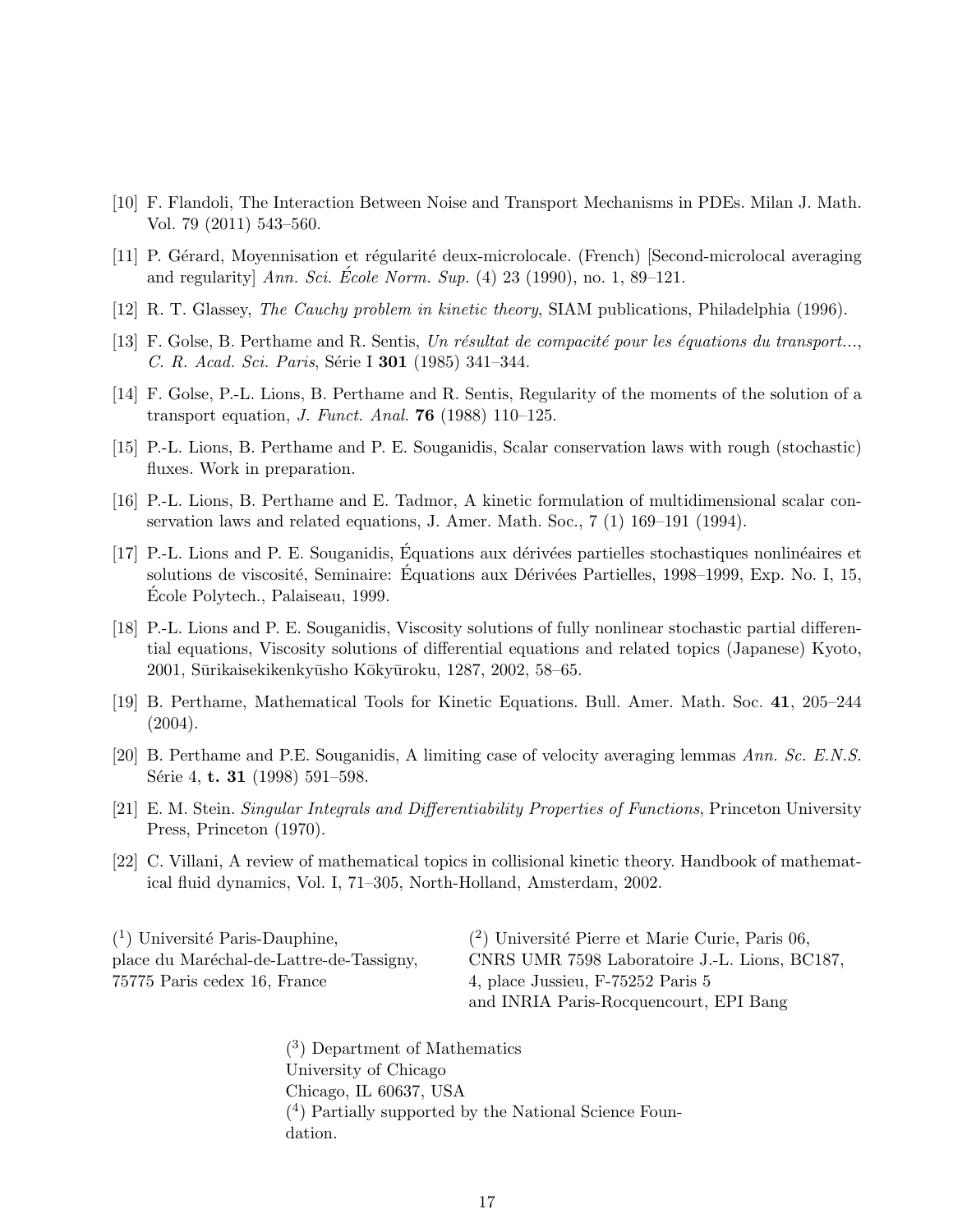[10] F. Flandoli, The Interaction Between Noise and Transport Mechanisms in PDEs. Milan J. Math. Vol. 79 (2011) 543–560.

[11] P. Gérard, Moyennisation et régularité deux-microlocale. (French) [Second-microlocal averaging and regularity] *Ann. Sci. École Norm. Sup.* (4) 23 (1990), no. 1, 89–121.

[12] R. T. Glassey, *The Cauchy problem in kinetic theory*, SIAM publications, Philadelphia (1996).

[13] F. Golse, B. Perthame and R. Sentis, *Un résultat de compacité pour les équations du transport...*, *C. R. Acad. Sci. Paris*, Série I **301** (1985) 341–344.

[14] F. Golse, P.-L. Lions, B. Perthame and R. Sentis, Regularity of the moments of the solution of a transport equation, *J. Funct. Anal.* **76** (1988) 110–125.

[15] P.-L. Lions, B. Perthame and P. E. Souganidis, Scalar conservation laws with rough (stochastic) fluxes. Work in preparation.

[16] P.-L. Lions, B. Perthame and E. Tadmor, A kinetic formulation of multidimensional scalar conservation laws and related equations, J. Amer. Math. Soc., 7 (1) 169–191 (1994).

[17] P.-L. Lions and P. E. Souganidis, Équations aux dérivées partielles stochastiques nonlinéaires et solutions de viscosité, Seminaire: Équations aux Dérivées Partielles, 1998–1999, Exp. No. I, 15, École Polytech., Palaiseau, 1999.

[18] P.-L. Lions and P. E. Souganidis, Viscosity solutions of fully nonlinear stochastic partial differential equations, Viscosity solutions of differential equations and related topics (Japanese) Kyoto, 2001, Sūrikaisekikenkyūsho Kōkyūroku, 1287, 2002, 58–65.

[19] B. Perthame, Mathematical Tools for Kinetic Equations. Bull. Amer. Math. Soc. **41**, 205–244 (2004).

[20] B. Perthame and P.E. Souganidis, A limiting case of velocity averaging lemmas *Ann. Sc. E.N.S.* Série 4, **t. 31** (1998) 591–598.

[21] E. M. Stein. *Singular Integrals and Differentiability Properties of Functions*, Princeton University Press, Princeton (1970).

[22] C. Villani, A review of mathematical topics in collisional kinetic theory. Handbook of mathematical fluid dynamics, Vol. I, 71–305, North-Holland, Amsterdam, 2002.

(1) Université Paris-Dauphine,
place du Maréchal-de-Lattre-de-Tassigny,
75775 Paris cedex 16, France

(2) Université Pierre et Marie Curie, Paris 06,
CNRS UMR 7598 Laboratoire J.-L. Lions, BC187,
4, place Jussieu, F-75252 Paris 5
and INRIA Paris-Rocquencourt, EPI Bang

(3) Department of Mathematics
University of Chicago
Chicago, IL 60637, USA
(4) Partially supported by the National Science Foundation.